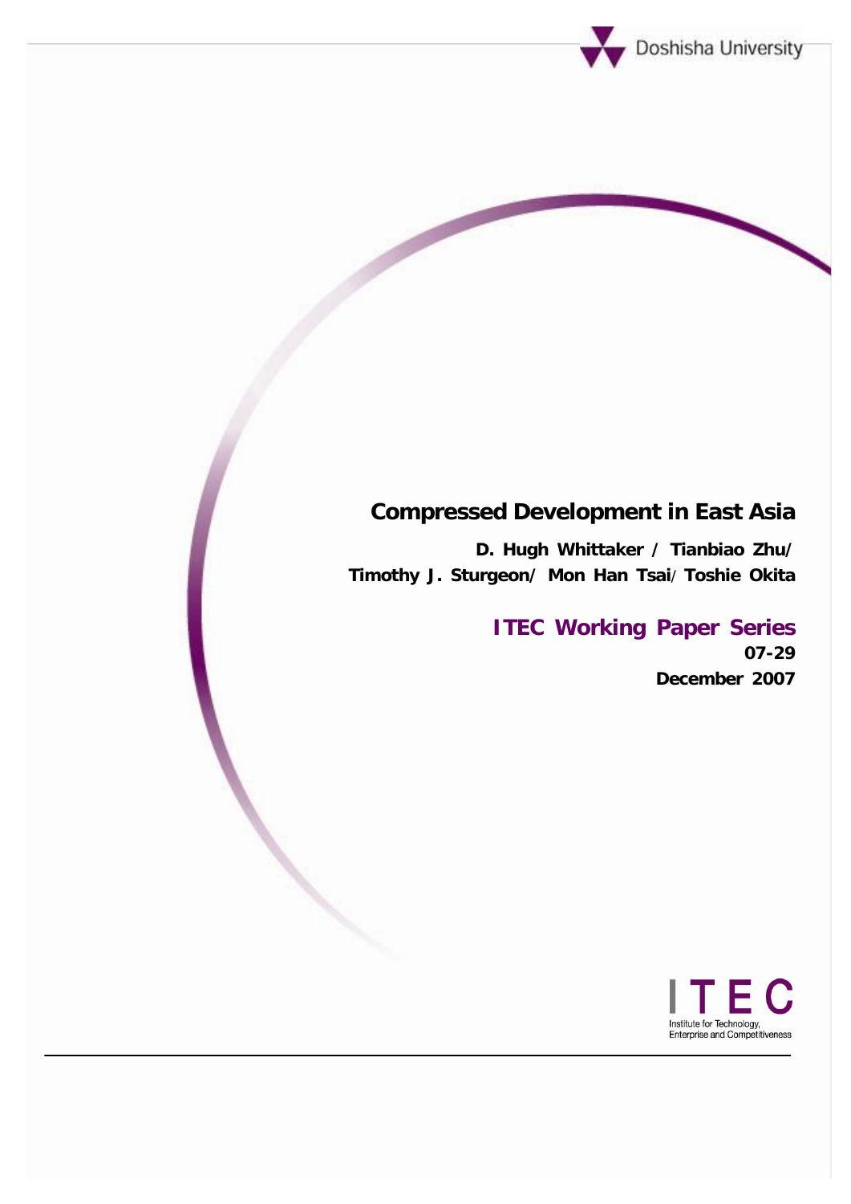Doshisha University

# Compressed Development in East Asia

**D. Hugh Whittaker / Tianbiao Zhu/ Timothy J. Sturgeon/ Mon Han Tsai/ Toshie Okita**

**ITEC Working Paper Series**

**07-29**

**December 2007**

ITEC

Institute for Technology, Enterprise and Competitiveness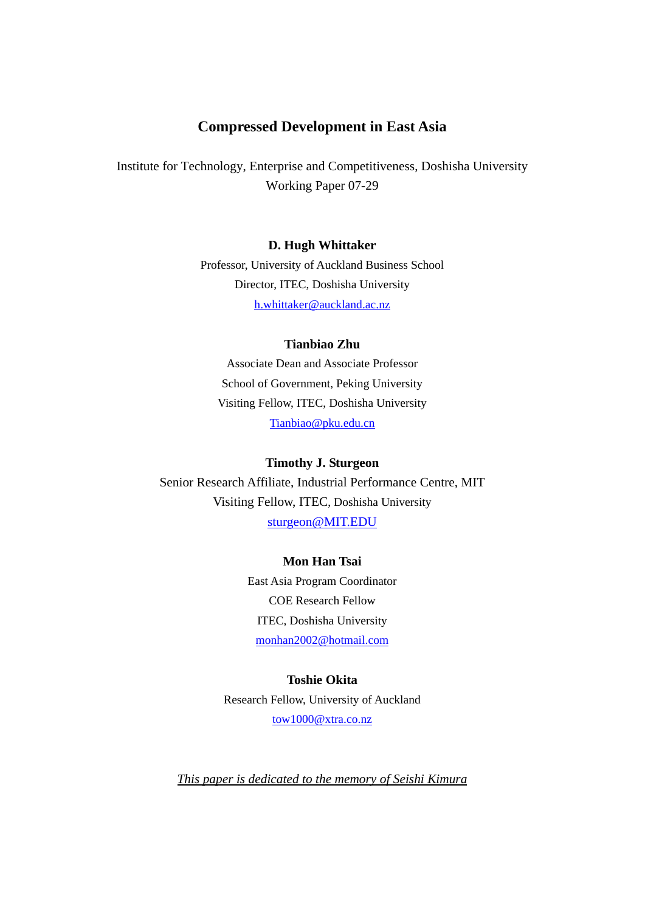# Compressed Development in East Asia

Institute for Technology, Enterprise and Competitiveness, Doshisha University
Working Paper 07-29

**D. Hugh Whittaker**

Professor, University of Auckland Business School

Director, ITEC, Doshisha University

h.whittaker@auckland.ac.nz

**Tianbiao Zhu**

Associate Dean and Associate Professor

School of Government, Peking University

Visiting Fellow, ITEC, Doshisha University

Tianbiao@pku.edu.cn

**Timothy J. Sturgeon**

Senior Research Affiliate, Industrial Performance Centre, MIT

Visiting Fellow, ITEC, Doshisha University

sturgeon@MIT.EDU

**Mon Han Tsai**

East Asia Program Coordinator

COE Research Fellow

ITEC, Doshisha University

monhan2002@hotmail.com

**Toshie Okita**

Research Fellow, University of Auckland

tow1000@xtra.co.nz

*This paper is dedicated to the memory of Seishi Kimura*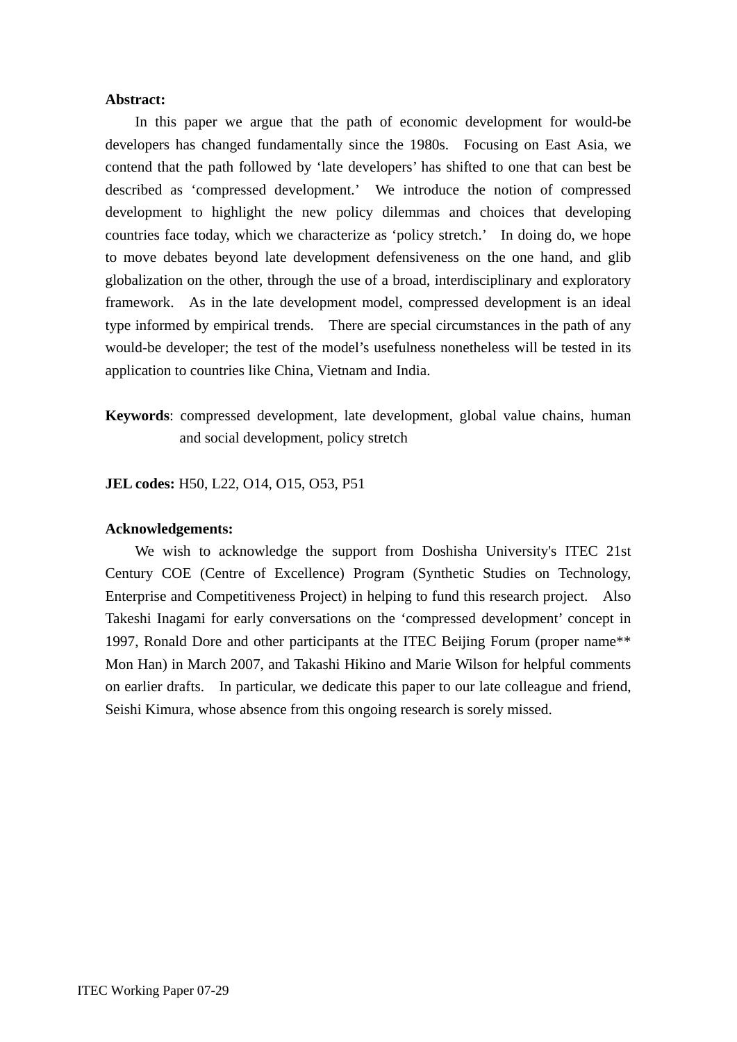**Abstract:**

In this paper we argue that the path of economic development for would-be developers has changed fundamentally since the 1980s. Focusing on East Asia, we contend that the path followed by 'late developers' has shifted to one that can best be described as 'compressed development.' We introduce the notion of compressed development to highlight the new policy dilemmas and choices that developing countries face today, which we characterize as 'policy stretch.' In doing do, we hope to move debates beyond late development defensiveness on the one hand, and glib globalization on the other, through the use of a broad, interdisciplinary and exploratory framework. As in the late development model, compressed development is an ideal type informed by empirical trends. There are special circumstances in the path of any would-be developer; the test of the model's usefulness nonetheless will be tested in its application to countries like China, Vietnam and India.

**Keywords**: compressed development, late development, global value chains, human and social development, policy stretch

**JEL codes:** H50, L22, O14, O15, O53, P51

**Acknowledgements:**

We wish to acknowledge the support from Doshisha University's ITEC 21st Century COE (Centre of Excellence) Program (Synthetic Studies on Technology, Enterprise and Competitiveness Project) in helping to fund this research project. Also Takeshi Inagami for early conversations on the 'compressed development' concept in 1997, Ronald Dore and other participants at the ITEC Beijing Forum (proper name** Mon Han) in March 2007, and Takashi Hikino and Marie Wilson for helpful comments on earlier drafts. In particular, we dedicate this paper to our late colleague and friend, Seishi Kimura, whose absence from this ongoing research is sorely missed.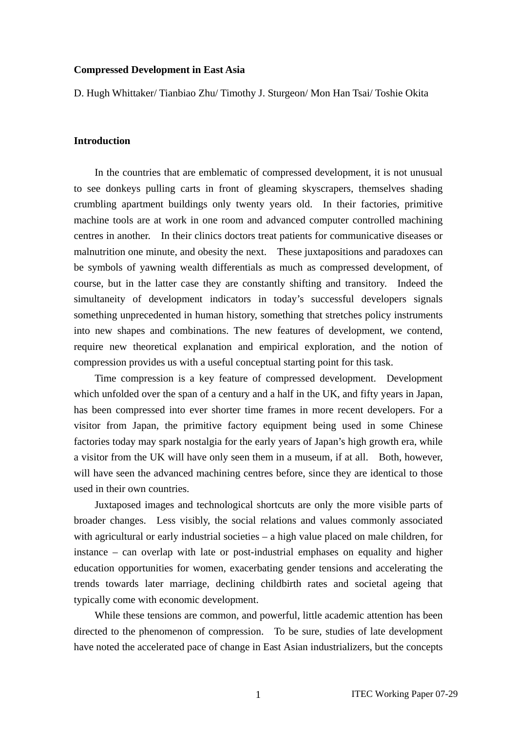**Compressed Development in East Asia**

D. Hugh Whittaker/ Tianbiao Zhu/ Timothy J. Sturgeon/ Mon Han Tsai/ Toshie Okita

**Introduction**

In the countries that are emblematic of compressed development, it is not unusual to see donkeys pulling carts in front of gleaming skyscrapers, themselves shading crumbling apartment buildings only twenty years old. In their factories, primitive machine tools are at work in one room and advanced computer controlled machining centres in another. In their clinics doctors treat patients for communicative diseases or malnutrition one minute, and obesity the next. These juxtapositions and paradoxes can be symbols of yawning wealth differentials as much as compressed development, of course, but in the latter case they are constantly shifting and transitory. Indeed the simultaneity of development indicators in today's successful developers signals something unprecedented in human history, something that stretches policy instruments into new shapes and combinations. The new features of development, we contend, require new theoretical explanation and empirical exploration, and the notion of compression provides us with a useful conceptual starting point for this task.

Time compression is a key feature of compressed development. Development which unfolded over the span of a century and a half in the UK, and fifty years in Japan, has been compressed into ever shorter time frames in more recent developers. For a visitor from Japan, the primitive factory equipment being used in some Chinese factories today may spark nostalgia for the early years of Japan's high growth era, while a visitor from the UK will have only seen them in a museum, if at all. Both, however, will have seen the advanced machining centres before, since they are identical to those used in their own countries.

Juxtaposed images and technological shortcuts are only the more visible parts of broader changes. Less visibly, the social relations and values commonly associated with agricultural or early industrial societies – a high value placed on male children, for instance – can overlap with late or post-industrial emphases on equality and higher education opportunities for women, exacerbating gender tensions and accelerating the trends towards later marriage, declining childbirth rates and societal ageing that typically come with economic development.

While these tensions are common, and powerful, little academic attention has been directed to the phenomenon of compression. To be sure, studies of late development have noted the accelerated pace of change in East Asian industrializers, but the concepts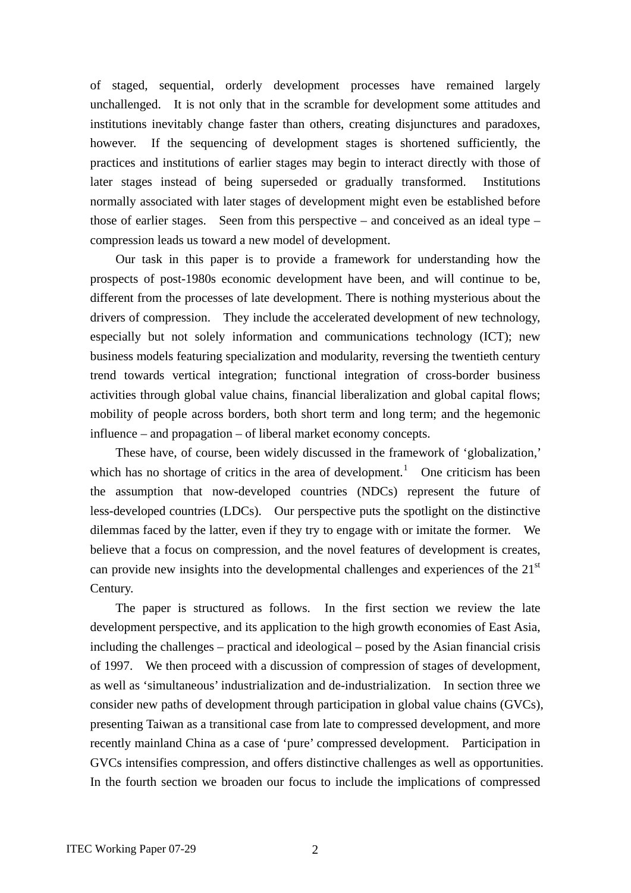of staged, sequential, orderly development processes have remained largely unchallenged. It is not only that in the scramble for development some attitudes and institutions inevitably change faster than others, creating disjunctures and paradoxes, however. If the sequencing of development stages is shortened sufficiently, the practices and institutions of earlier stages may begin to interact directly with those of later stages instead of being superseded or gradually transformed. Institutions normally associated with later stages of development might even be established before those of earlier stages. Seen from this perspective – and conceived as an ideal type – compression leads us toward a new model of development.

Our task in this paper is to provide a framework for understanding how the prospects of post-1980s economic development have been, and will continue to be, different from the processes of late development. There is nothing mysterious about the drivers of compression. They include the accelerated development of new technology, especially but not solely information and communications technology (ICT); new business models featuring specialization and modularity, reversing the twentieth century trend towards vertical integration; functional integration of cross-border business activities through global value chains, financial liberalization and global capital flows; mobility of people across borders, both short term and long term; and the hegemonic influence – and propagation – of liberal market economy concepts.

These have, of course, been widely discussed in the framework of 'globalization,' which has no shortage of critics in the area of development.[1] One criticism has been the assumption that now-developed countries (NDCs) represent the future of less-developed countries (LDCs). Our perspective puts the spotlight on the distinctive dilemmas faced by the latter, even if they try to engage with or imitate the former. We believe that a focus on compression, and the novel features of development is creates, can provide new insights into the developmental challenges and experiences of the 21st Century.

The paper is structured as follows. In the first section we review the late development perspective, and its application to the high growth economies of East Asia, including the challenges – practical and ideological – posed by the Asian financial crisis of 1997. We then proceed with a discussion of compression of stages of development, as well as 'simultaneous' industrialization and de-industrialization. In section three we consider new paths of development through participation in global value chains (GVCs), presenting Taiwan as a transitional case from late to compressed development, and more recently mainland China as a case of 'pure' compressed development. Participation in GVCs intensifies compression, and offers distinctive challenges as well as opportunities. In the fourth section we broaden our focus to include the implications of compressed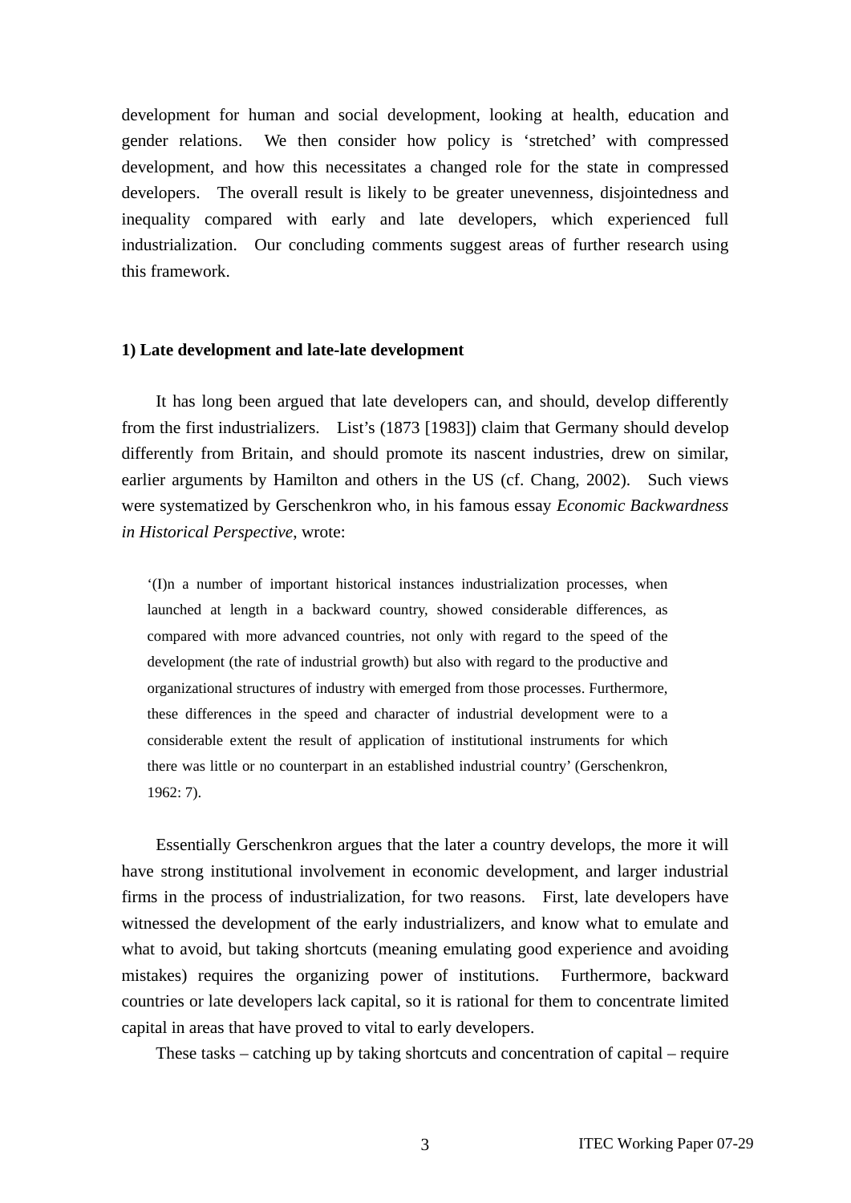development for human and social development, looking at health, education and gender relations. We then consider how policy is 'stretched' with compressed development, and how this necessitates a changed role for the state in compressed developers. The overall result is likely to be greater unevenness, disjointedness and inequality compared with early and late developers, which experienced full industrialization. Our concluding comments suggest areas of further research using this framework.

### 1) Late development and late-late development

It has long been argued that late developers can, and should, develop differently from the first industrializers. List's (1873 [1983]) claim that Germany should develop differently from Britain, and should promote its nascent industries, drew on similar, earlier arguments by Hamilton and others in the US (cf. Chang, 2002). Such views were systematized by Gerschenkron who, in his famous essay *Economic Backwardness in Historical Perspective*, wrote:

> '(I)n a number of important historical instances industrialization processes, when launched at length in a backward country, showed considerable differences, as compared with more advanced countries, not only with regard to the speed of the development (the rate of industrial growth) but also with regard to the productive and organizational structures of industry with emerged from those processes. Furthermore, these differences in the speed and character of industrial development were to a considerable extent the result of application of institutional instruments for which there was little or no counterpart in an established industrial country' (Gerschenkron, 1962: 7).

Essentially Gerschenkron argues that the later a country develops, the more it will have strong institutional involvement in economic development, and larger industrial firms in the process of industrialization, for two reasons. First, late developers have witnessed the development of the early industrializers, and know what to emulate and what to avoid, but taking shortcuts (meaning emulating good experience and avoiding mistakes) requires the organizing power of institutions. Furthermore, backward countries or late developers lack capital, so it is rational for them to concentrate limited capital in areas that have proved to vital to early developers.

These tasks – catching up by taking shortcuts and concentration of capital – require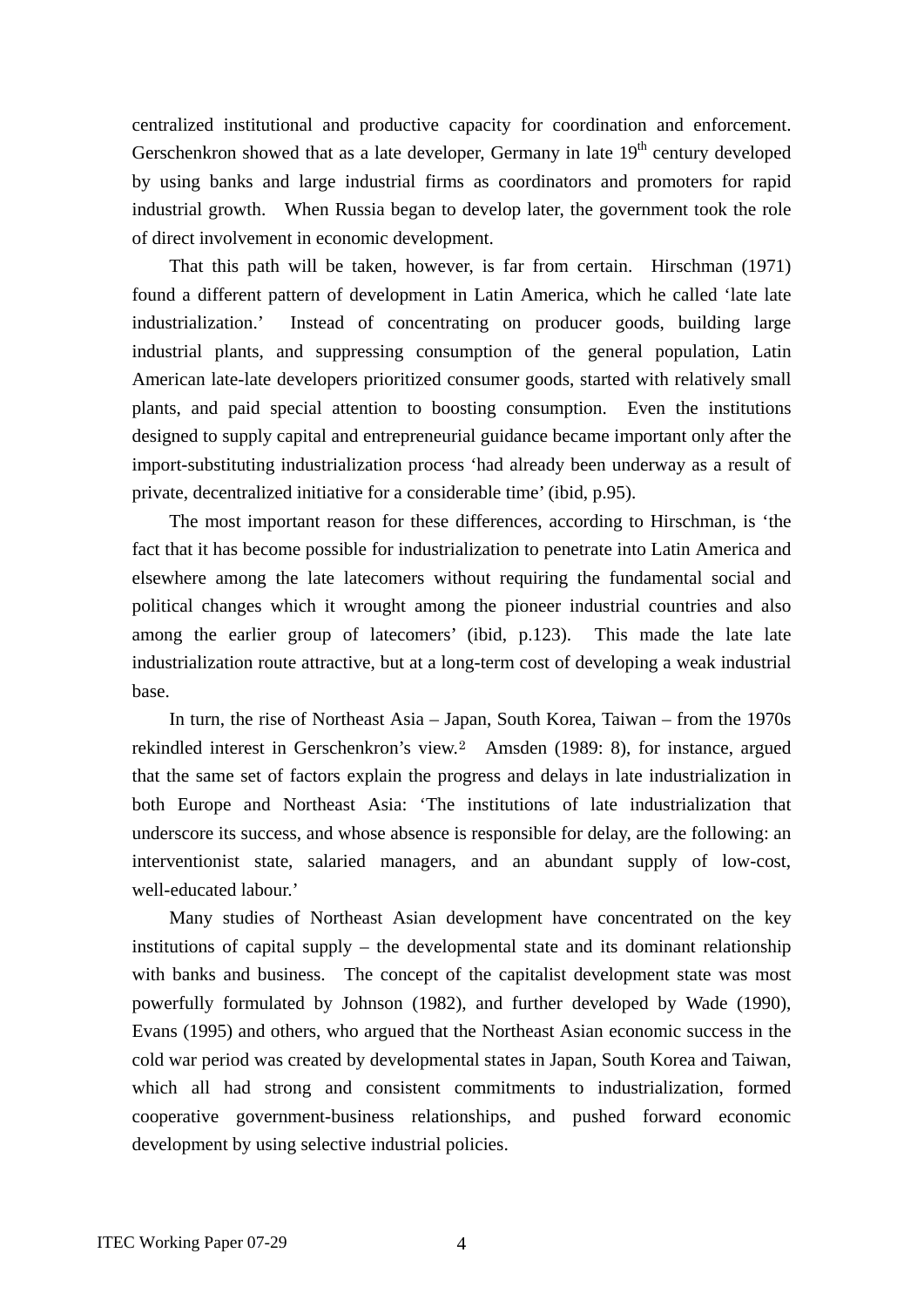centralized institutional and productive capacity for coordination and enforcement. Gerschenkron showed that as a late developer, Germany in late 19th century developed by using banks and large industrial firms as coordinators and promoters for rapid industrial growth. When Russia began to develop later, the government took the role of direct involvement in economic development.

That this path will be taken, however, is far from certain. Hirschman (1971) found a different pattern of development in Latin America, which he called 'late late industrialization.' Instead of concentrating on producer goods, building large industrial plants, and suppressing consumption of the general population, Latin American late-late developers prioritized consumer goods, started with relatively small plants, and paid special attention to boosting consumption. Even the institutions designed to supply capital and entrepreneurial guidance became important only after the import-substituting industrialization process 'had already been underway as a result of private, decentralized initiative for a considerable time' (ibid, p.95).

The most important reason for these differences, according to Hirschman, is 'the fact that it has become possible for industrialization to penetrate into Latin America and elsewhere among the late latecomers without requiring the fundamental social and political changes which it wrought among the pioneer industrial countries and also among the earlier group of latecomers' (ibid, p.123). This made the late late industrialization route attractive, but at a long-term cost of developing a weak industrial base.

In turn, the rise of Northeast Asia – Japan, South Korea, Taiwan – from the 1970s rekindled interest in Gerschenkron's view.[2] Amsden (1989: 8), for instance, argued that the same set of factors explain the progress and delays in late industrialization in both Europe and Northeast Asia: 'The institutions of late industrialization that underscore its success, and whose absence is responsible for delay, are the following: an interventionist state, salaried managers, and an abundant supply of low-cost, well-educated labour.'

Many studies of Northeast Asian development have concentrated on the key institutions of capital supply – the developmental state and its dominant relationship with banks and business. The concept of the capitalist development state was most powerfully formulated by Johnson (1982), and further developed by Wade (1990), Evans (1995) and others, who argued that the Northeast Asian economic success in the cold war period was created by developmental states in Japan, South Korea and Taiwan, which all had strong and consistent commitments to industrialization, formed cooperative government-business relationships, and pushed forward economic development by using selective industrial policies.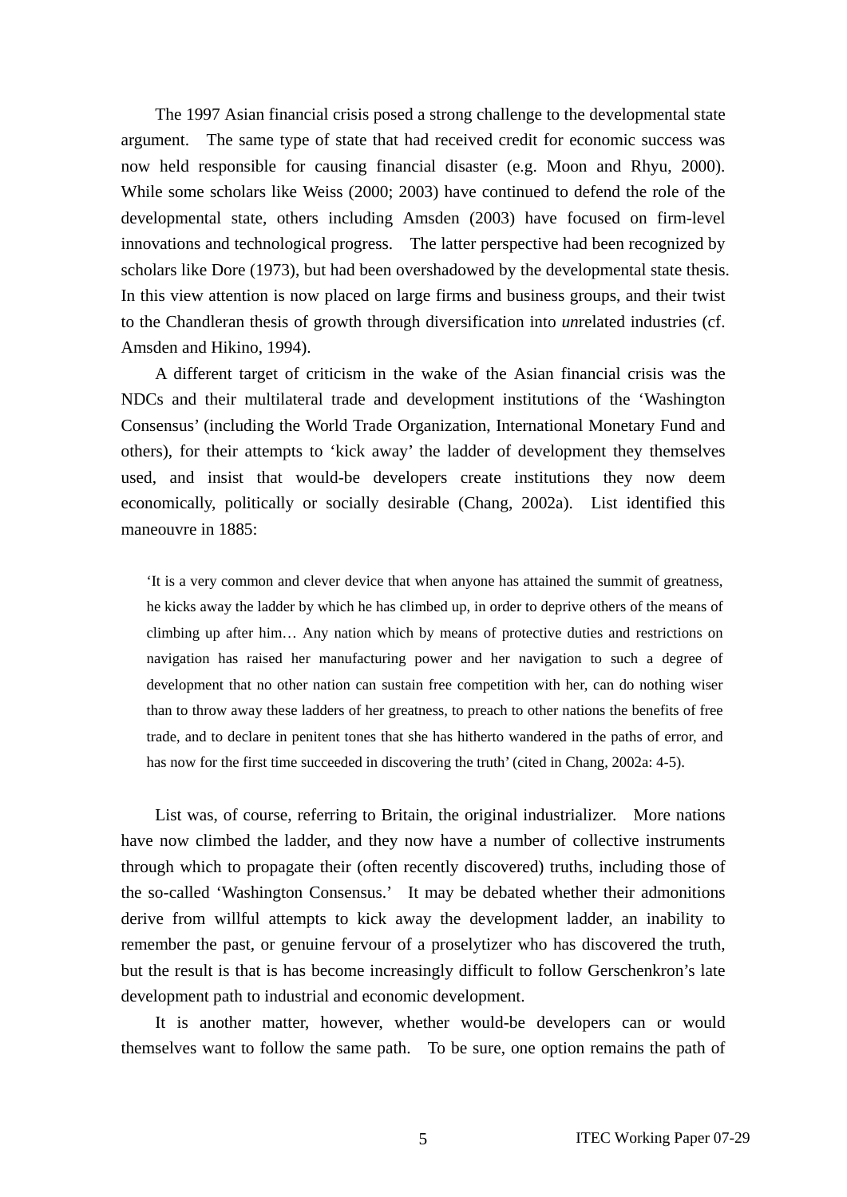The 1997 Asian financial crisis posed a strong challenge to the developmental state argument. The same type of state that had received credit for economic success was now held responsible for causing financial disaster (e.g. Moon and Rhyu, 2000). While some scholars like Weiss (2000; 2003) have continued to defend the role of the developmental state, others including Amsden (2003) have focused on firm-level innovations and technological progress. The latter perspective had been recognized by scholars like Dore (1973), but had been overshadowed by the developmental state thesis. In this view attention is now placed on large firms and business groups, and their twist to the Chandleran thesis of growth through diversification into *un*related industries (cf. Amsden and Hikino, 1994).

A different target of criticism in the wake of the Asian financial crisis was the NDCs and their multilateral trade and development institutions of the 'Washington Consensus' (including the World Trade Organization, International Monetary Fund and others), for their attempts to 'kick away' the ladder of development they themselves used, and insist that would-be developers create institutions they now deem economically, politically or socially desirable (Chang, 2002a). List identified this maneouvre in 1885:

> 'It is a very common and clever device that when anyone has attained the summit of greatness, he kicks away the ladder by which he has climbed up, in order to deprive others of the means of climbing up after him… Any nation which by means of protective duties and restrictions on navigation has raised her manufacturing power and her navigation to such a degree of development that no other nation can sustain free competition with her, can do nothing wiser than to throw away these ladders of her greatness, to preach to other nations the benefits of free trade, and to declare in penitent tones that she has hitherto wandered in the paths of error, and has now for the first time succeeded in discovering the truth' (cited in Chang, 2002a: 4-5).

List was, of course, referring to Britain, the original industrializer. More nations have now climbed the ladder, and they now have a number of collective instruments through which to propagate their (often recently discovered) truths, including those of the so-called 'Washington Consensus.' It may be debated whether their admonitions derive from willful attempts to kick away the development ladder, an inability to remember the past, or genuine fervour of a proselytizer who has discovered the truth, but the result is that is has become increasingly difficult to follow Gerschenkron's late development path to industrial and economic development.

It is another matter, however, whether would-be developers can or would themselves want to follow the same path. To be sure, one option remains the path of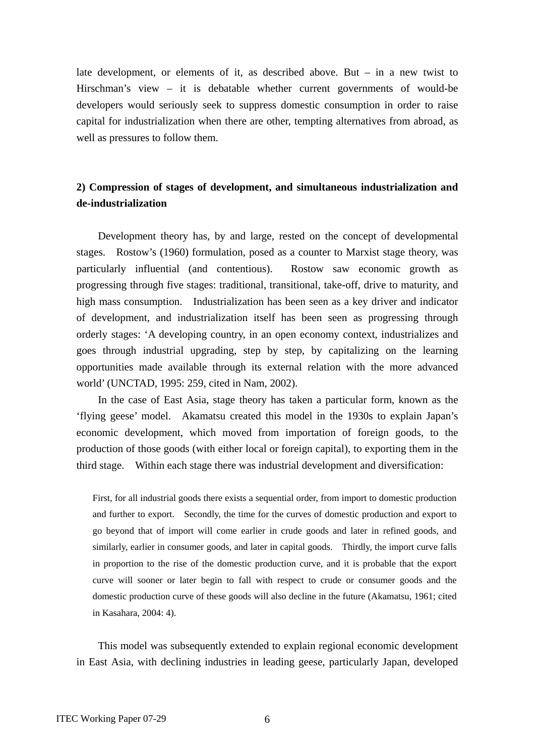late development, or elements of it, as described above. But – in a new twist to Hirschman's view – it is debatable whether current governments of would-be developers would seriously seek to suppress domestic consumption in order to raise capital for industrialization when there are other, tempting alternatives from abroad, as well as pressures to follow them.

### 2) Compression of stages of development, and simultaneous industrialization and de-industrialization

Development theory has, by and large, rested on the concept of developmental stages. Rostow's (1960) formulation, posed as a counter to Marxist stage theory, was particularly influential (and contentious). Rostow saw economic growth as progressing through five stages: traditional, transitional, take-off, drive to maturity, and high mass consumption. Industrialization has been seen as a key driver and indicator of development, and industrialization itself has been seen as progressing through orderly stages: 'A developing country, in an open economy context, industrializes and goes through industrial upgrading, step by step, by capitalizing on the learning opportunities made available through its external relation with the more advanced world' (UNCTAD, 1995: 259, cited in Nam, 2002).

In the case of East Asia, stage theory has taken a particular form, known as the 'flying geese' model. Akamatsu created this model in the 1930s to explain Japan's economic development, which moved from importation of foreign goods, to the production of those goods (with either local or foreign capital), to exporting them in the third stage. Within each stage there was industrial development and diversification:

> First, for all industrial goods there exists a sequential order, from import to domestic production and further to export. Secondly, the time for the curves of domestic production and export to go beyond that of import will come earlier in crude goods and later in refined goods, and similarly, earlier in consumer goods, and later in capital goods. Thirdly, the import curve falls in proportion to the rise of the domestic production curve, and it is probable that the export curve will sooner or later begin to fall with respect to crude or consumer goods and the domestic production curve of these goods will also decline in the future (Akamatsu, 1961; cited in Kasahara, 2004: 4).

This model was subsequently extended to explain regional economic development in East Asia, with declining industries in leading geese, particularly Japan, developed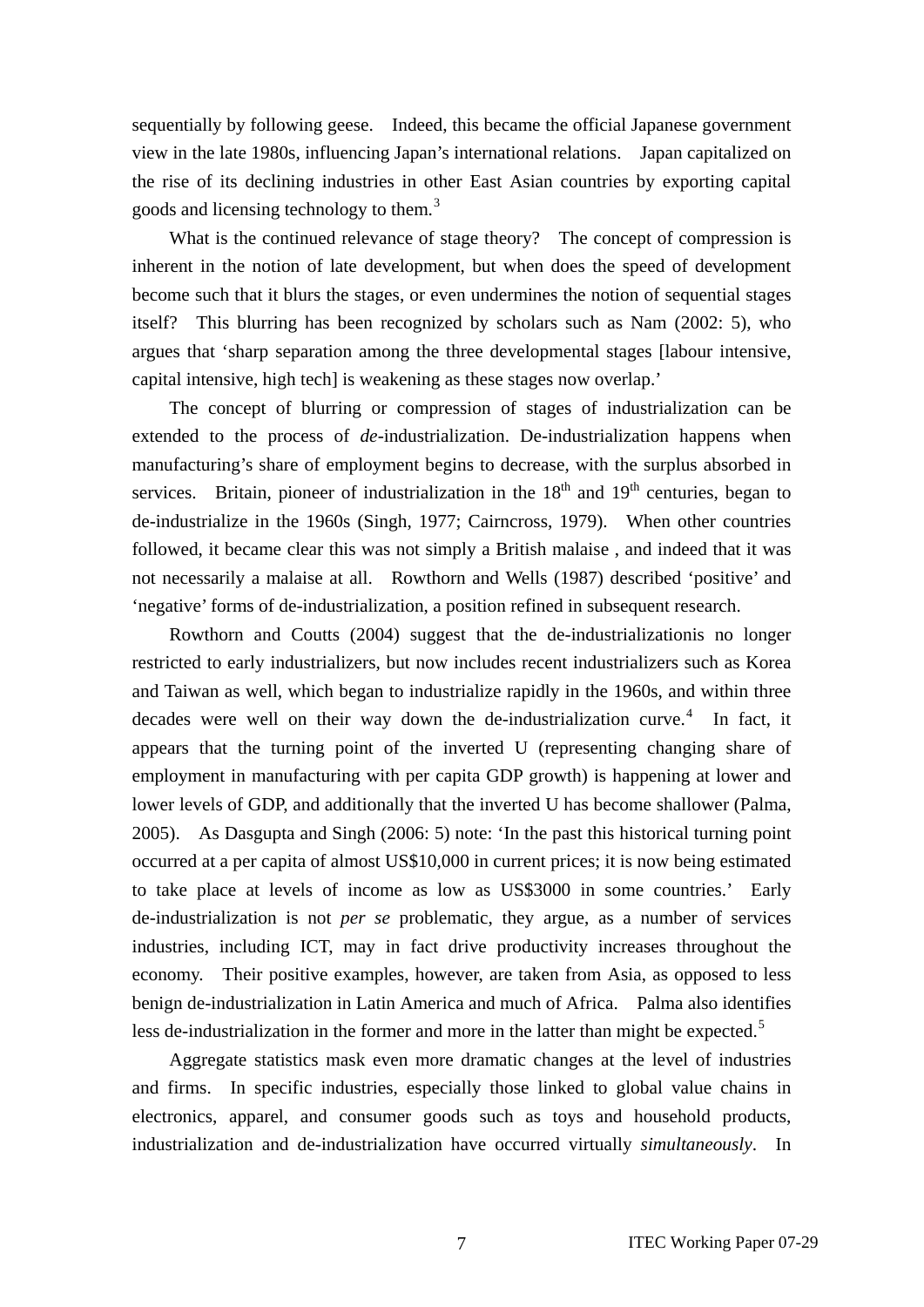sequentially by following geese. Indeed, this became the official Japanese government view in the late 1980s, influencing Japan's international relations. Japan capitalized on the rise of its declining industries in other East Asian countries by exporting capital goods and licensing technology to them.[3]

What is the continued relevance of stage theory? The concept of compression is inherent in the notion of late development, but when does the speed of development become such that it blurs the stages, or even undermines the notion of sequential stages itself? This blurring has been recognized by scholars such as Nam (2002: 5), who argues that 'sharp separation among the three developmental stages [labour intensive, capital intensive, high tech] is weakening as these stages now overlap.'

The concept of blurring or compression of stages of industrialization can be extended to the process of *de*-industrialization. De-industrialization happens when manufacturing's share of employment begins to decrease, with the surplus absorbed in services. Britain, pioneer of industrialization in the 18th and 19th centuries, began to de-industrialize in the 1960s (Singh, 1977; Cairncross, 1979). When other countries followed, it became clear this was not simply a British malaise , and indeed that it was not necessarily a malaise at all. Rowthorn and Wells (1987) described 'positive' and 'negative' forms of de-industrialization, a position refined in subsequent research.

Rowthorn and Coutts (2004) suggest that the de-industrializationis no longer restricted to early industrializers, but now includes recent industrializers such as Korea and Taiwan as well, which began to industrialize rapidly in the 1960s, and within three decades were well on their way down the de-industrialization curve.[4] In fact, it appears that the turning point of the inverted U (representing changing share of employment in manufacturing with per capita GDP growth) is happening at lower and lower levels of GDP, and additionally that the inverted U has become shallower (Palma, 2005). As Dasgupta and Singh (2006: 5) note: 'In the past this historical turning point occurred at a per capita of almost US$10,000 in current prices; it is now being estimated to take place at levels of income as low as US$3000 in some countries.' Early de-industrialization is not *per se* problematic, they argue, as a number of services industries, including ICT, may in fact drive productivity increases throughout the economy. Their positive examples, however, are taken from Asia, as opposed to less benign de-industrialization in Latin America and much of Africa. Palma also identifies less de-industrialization in the former and more in the latter than might be expected.[5]

Aggregate statistics mask even more dramatic changes at the level of industries and firms. In specific industries, especially those linked to global value chains in electronics, apparel, and consumer goods such as toys and household products, industrialization and de-industrialization have occurred virtually *simultaneously*. In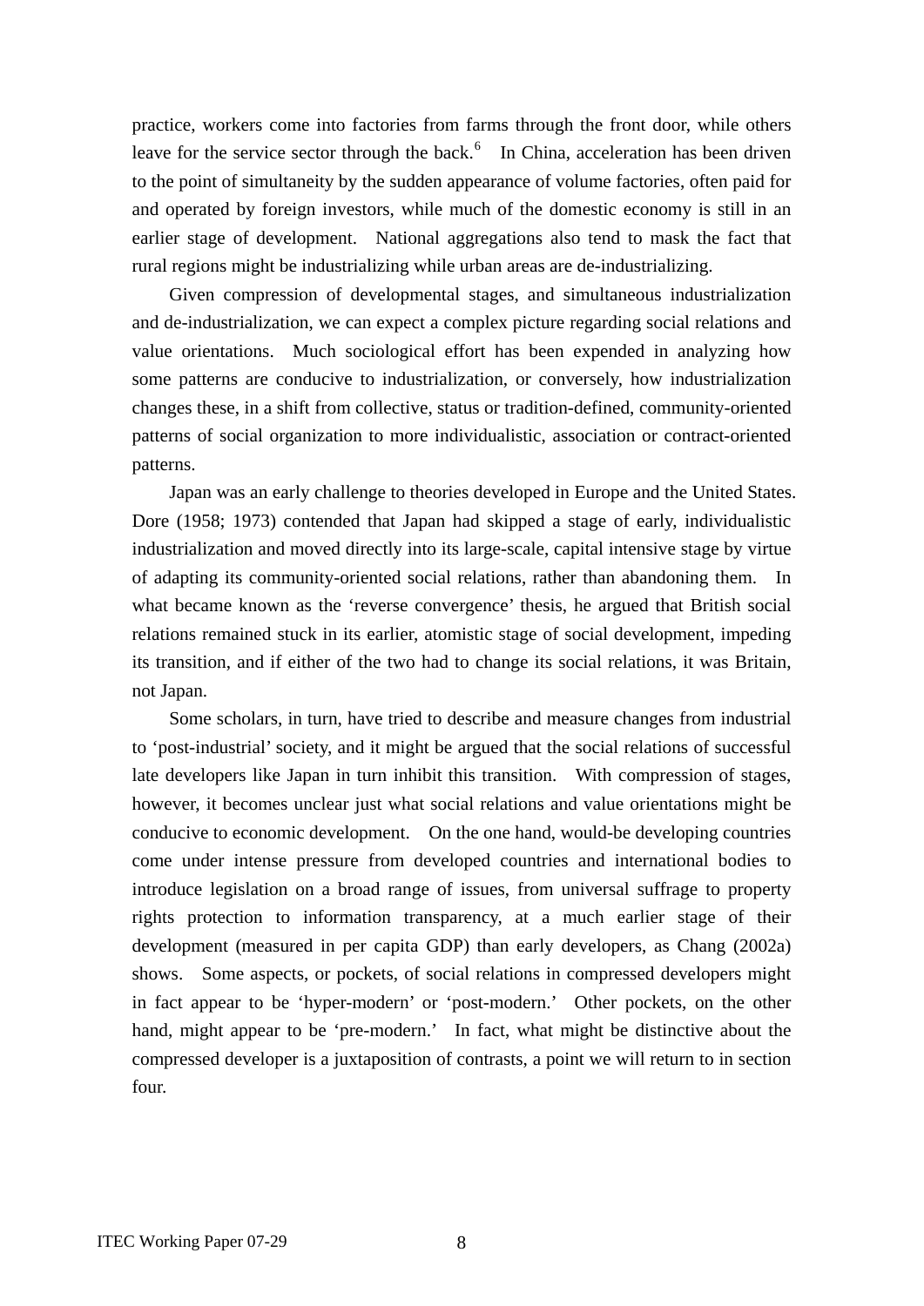practice, workers come into factories from farms through the front door, while others leave for the service sector through the back.[6] In China, acceleration has been driven to the point of simultaneity by the sudden appearance of volume factories, often paid for and operated by foreign investors, while much of the domestic economy is still in an earlier stage of development. National aggregations also tend to mask the fact that rural regions might be industrializing while urban areas are de-industrializing.

Given compression of developmental stages, and simultaneous industrialization and de-industrialization, we can expect a complex picture regarding social relations and value orientations. Much sociological effort has been expended in analyzing how some patterns are conducive to industrialization, or conversely, how industrialization changes these, in a shift from collective, status or tradition-defined, community-oriented patterns of social organization to more individualistic, association or contract-oriented patterns.

Japan was an early challenge to theories developed in Europe and the United States. Dore (1958; 1973) contended that Japan had skipped a stage of early, individualistic industrialization and moved directly into its large-scale, capital intensive stage by virtue of adapting its community-oriented social relations, rather than abandoning them. In what became known as the 'reverse convergence' thesis, he argued that British social relations remained stuck in its earlier, atomistic stage of social development, impeding its transition, and if either of the two had to change its social relations, it was Britain, not Japan.

Some scholars, in turn, have tried to describe and measure changes from industrial to 'post-industrial' society, and it might be argued that the social relations of successful late developers like Japan in turn inhibit this transition. With compression of stages, however, it becomes unclear just what social relations and value orientations might be conducive to economic development. On the one hand, would-be developing countries come under intense pressure from developed countries and international bodies to introduce legislation on a broad range of issues, from universal suffrage to property rights protection to information transparency, at a much earlier stage of their development (measured in per capita GDP) than early developers, as Chang (2002a) shows. Some aspects, or pockets, of social relations in compressed developers might in fact appear to be 'hyper-modern' or 'post-modern.' Other pockets, on the other hand, might appear to be 'pre-modern.' In fact, what might be distinctive about the compressed developer is a juxtaposition of contrasts, a point we will return to in section four.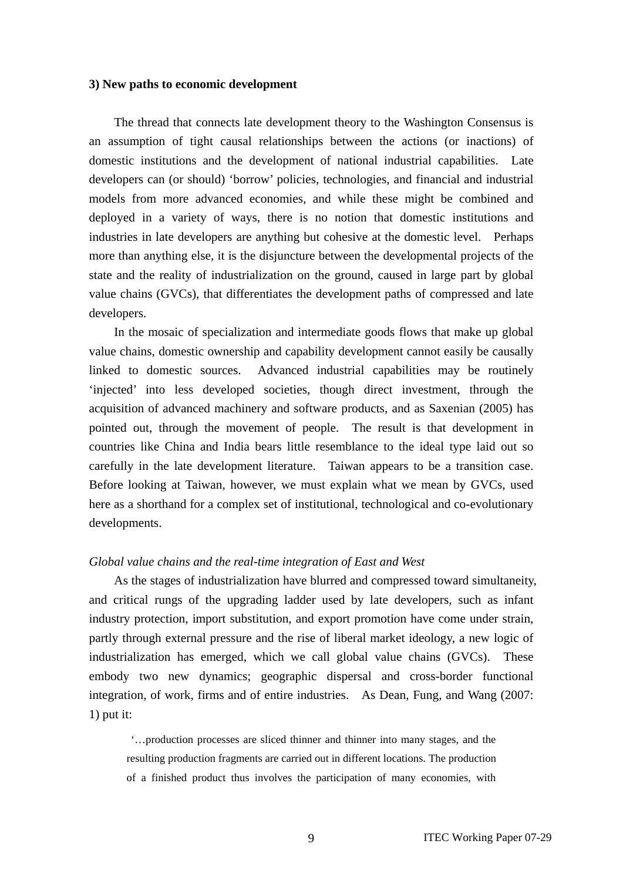**3) New paths to economic development**

The thread that connects late development theory to the Washington Consensus is an assumption of tight causal relationships between the actions (or inactions) of domestic institutions and the development of national industrial capabilities. Late developers can (or should) 'borrow' policies, technologies, and financial and industrial models from more advanced economies, and while these might be combined and deployed in a variety of ways, there is no notion that domestic institutions and industries in late developers are anything but cohesive at the domestic level. Perhaps more than anything else, it is the disjuncture between the developmental projects of the state and the reality of industrialization on the ground, caused in large part by global value chains (GVCs), that differentiates the development paths of compressed and late developers.

In the mosaic of specialization and intermediate goods flows that make up global value chains, domestic ownership and capability development cannot easily be causally linked to domestic sources. Advanced industrial capabilities may be routinely 'injected' into less developed societies, though direct investment, through the acquisition of advanced machinery and software products, and as Saxenian (2005) has pointed out, through the movement of people. The result is that development in countries like China and India bears little resemblance to the ideal type laid out so carefully in the late development literature. Taiwan appears to be a transition case. Before looking at Taiwan, however, we must explain what we mean by GVCs, used here as a shorthand for a complex set of institutional, technological and co-evolutionary developments.

*Global value chains and the real-time integration of East and West*

As the stages of industrialization have blurred and compressed toward simultaneity, and critical rungs of the upgrading ladder used by late developers, such as infant industry protection, import substitution, and export promotion have come under strain, partly through external pressure and the rise of liberal market ideology, a new logic of industrialization has emerged, which we call global value chains (GVCs). These embody two new dynamics; geographic dispersal and cross-border functional integration, of work, firms and of entire industries. As Dean, Fung, and Wang (2007: 1) put it:

> '…production processes are sliced thinner and thinner into many stages, and the resulting production fragments are carried out in different locations. The production of a finished product thus involves the participation of many economies, with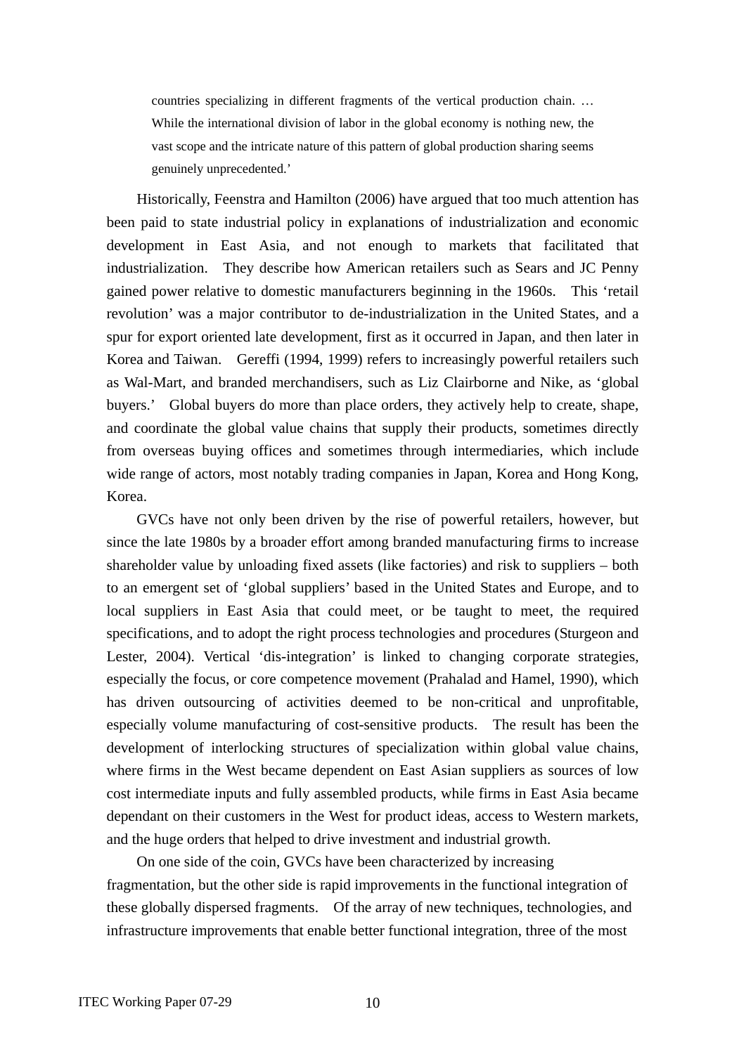> countries specializing in different fragments of the vertical production chain. … While the international division of labor in the global economy is nothing new, the vast scope and the intricate nature of this pattern of global production sharing seems genuinely unprecedented.'

Historically, Feenstra and Hamilton (2006) have argued that too much attention has been paid to state industrial policy in explanations of industrialization and economic development in East Asia, and not enough to markets that facilitated that industrialization. They describe how American retailers such as Sears and JC Penny gained power relative to domestic manufacturers beginning in the 1960s. This 'retail revolution' was a major contributor to de-industrialization in the United States, and a spur for export oriented late development, first as it occurred in Japan, and then later in Korea and Taiwan. Gereffi (1994, 1999) refers to increasingly powerful retailers such as Wal-Mart, and branded merchandisers, such as Liz Clairborne and Nike, as 'global buyers.' Global buyers do more than place orders, they actively help to create, shape, and coordinate the global value chains that supply their products, sometimes directly from overseas buying offices and sometimes through intermediaries, which include wide range of actors, most notably trading companies in Japan, Korea and Hong Kong, Korea.

GVCs have not only been driven by the rise of powerful retailers, however, but since the late 1980s by a broader effort among branded manufacturing firms to increase shareholder value by unloading fixed assets (like factories) and risk to suppliers – both to an emergent set of 'global suppliers' based in the United States and Europe, and to local suppliers in East Asia that could meet, or be taught to meet, the required specifications, and to adopt the right process technologies and procedures (Sturgeon and Lester, 2004). Vertical 'dis-integration' is linked to changing corporate strategies, especially the focus, or core competence movement (Prahalad and Hamel, 1990), which has driven outsourcing of activities deemed to be non-critical and unprofitable, especially volume manufacturing of cost-sensitive products. The result has been the development of interlocking structures of specialization within global value chains, where firms in the West became dependent on East Asian suppliers as sources of low cost intermediate inputs and fully assembled products, while firms in East Asia became dependant on their customers in the West for product ideas, access to Western markets, and the huge orders that helped to drive investment and industrial growth.

On one side of the coin, GVCs have been characterized by increasing fragmentation, but the other side is rapid improvements in the functional integration of these globally dispersed fragments. Of the array of new techniques, technologies, and infrastructure improvements that enable better functional integration, three of the most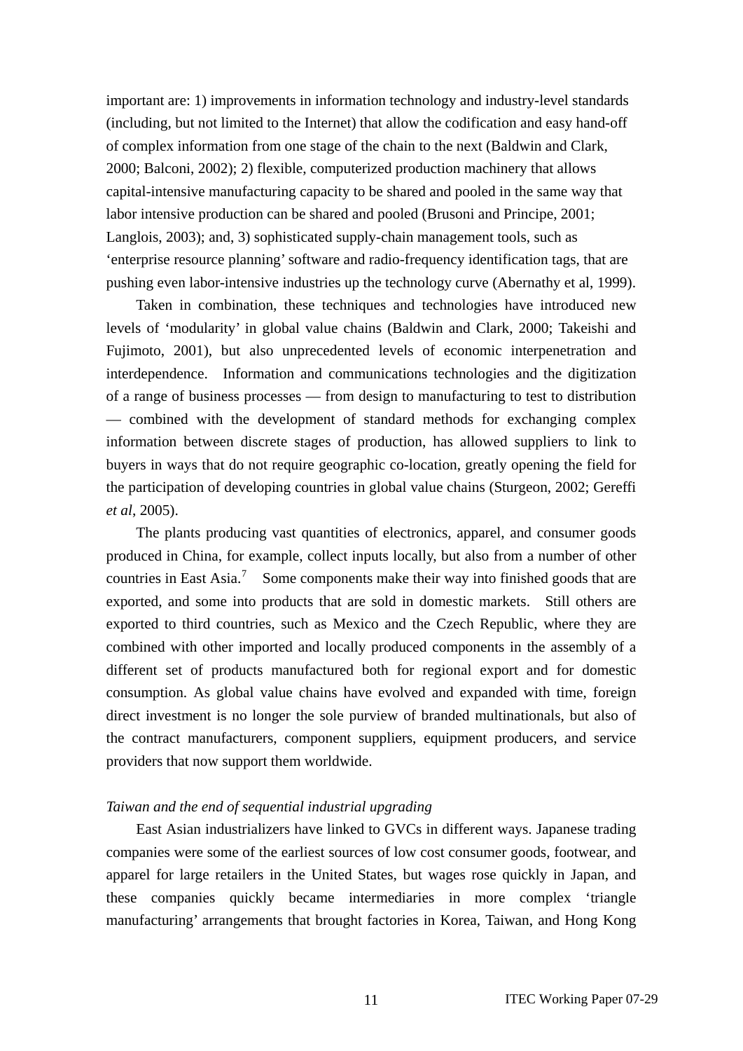important are: 1) improvements in information technology and industry-level standards (including, but not limited to the Internet) that allow the codification and easy hand-off of complex information from one stage of the chain to the next (Baldwin and Clark, 2000; Balconi, 2002); 2) flexible, computerized production machinery that allows capital-intensive manufacturing capacity to be shared and pooled in the same way that labor intensive production can be shared and pooled (Brusoni and Principe, 2001; Langlois, 2003); and, 3) sophisticated supply-chain management tools, such as 'enterprise resource planning' software and radio-frequency identification tags, that are pushing even labor-intensive industries up the technology curve (Abernathy et al, 1999).

Taken in combination, these techniques and technologies have introduced new levels of 'modularity' in global value chains (Baldwin and Clark, 2000; Takeishi and Fujimoto, 2001), but also unprecedented levels of economic interpenetration and interdependence. Information and communications technologies and the digitization of a range of business processes — from design to manufacturing to test to distribution — combined with the development of standard methods for exchanging complex information between discrete stages of production, has allowed suppliers to link to buyers in ways that do not require geographic co-location, greatly opening the field for the participation of developing countries in global value chains (Sturgeon, 2002; Gereffi *et al*, 2005).

The plants producing vast quantities of electronics, apparel, and consumer goods produced in China, for example, collect inputs locally, but also from a number of other countries in East Asia.[7] Some components make their way into finished goods that are exported, and some into products that are sold in domestic markets. Still others are exported to third countries, such as Mexico and the Czech Republic, where they are combined with other imported and locally produced components in the assembly of a different set of products manufactured both for regional export and for domestic consumption. As global value chains have evolved and expanded with time, foreign direct investment is no longer the sole purview of branded multinationals, but also of the contract manufacturers, component suppliers, equipment producers, and service providers that now support them worldwide.

*Taiwan and the end of sequential industrial upgrading*

East Asian industrializers have linked to GVCs in different ways. Japanese trading companies were some of the earliest sources of low cost consumer goods, footwear, and apparel for large retailers in the United States, but wages rose quickly in Japan, and these companies quickly became intermediaries in more complex 'triangle manufacturing' arrangements that brought factories in Korea, Taiwan, and Hong Kong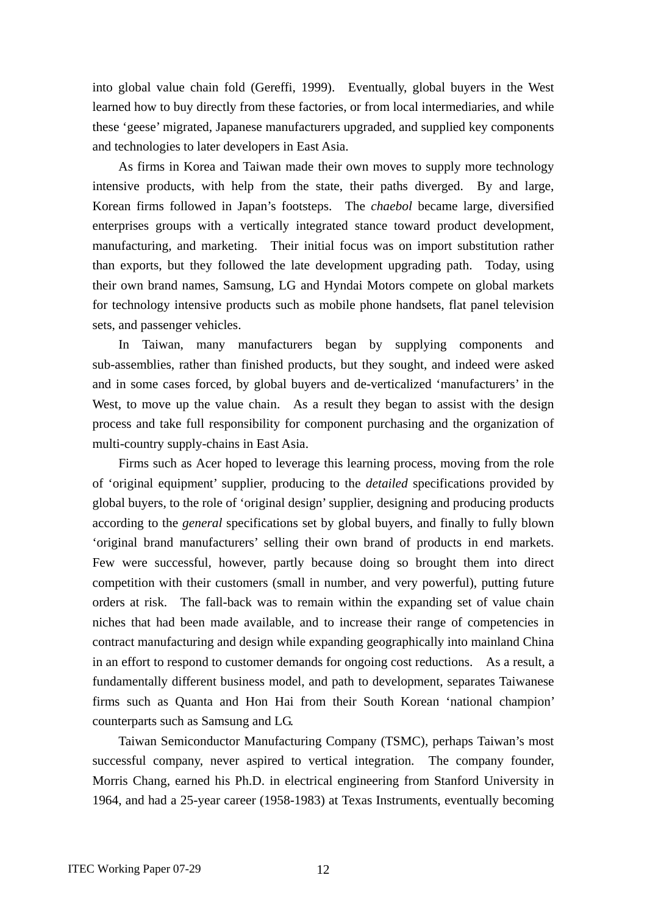into global value chain fold (Gereffi, 1999). Eventually, global buyers in the West learned how to buy directly from these factories, or from local intermediaries, and while these 'geese' migrated, Japanese manufacturers upgraded, and supplied key components and technologies to later developers in East Asia.

As firms in Korea and Taiwan made their own moves to supply more technology intensive products, with help from the state, their paths diverged. By and large, Korean firms followed in Japan's footsteps. The *chaebol* became large, diversified enterprises groups with a vertically integrated stance toward product development, manufacturing, and marketing. Their initial focus was on import substitution rather than exports, but they followed the late development upgrading path. Today, using their own brand names, Samsung, LG and Hyndai Motors compete on global markets for technology intensive products such as mobile phone handsets, flat panel television sets, and passenger vehicles.

In Taiwan, many manufacturers began by supplying components and sub-assemblies, rather than finished products, but they sought, and indeed were asked and in some cases forced, by global buyers and de-verticalized 'manufacturers' in the West, to move up the value chain. As a result they began to assist with the design process and take full responsibility for component purchasing and the organization of multi-country supply-chains in East Asia.

Firms such as Acer hoped to leverage this learning process, moving from the role of 'original equipment' supplier, producing to the *detailed* specifications provided by global buyers, to the role of 'original design' supplier, designing and producing products according to the *general* specifications set by global buyers, and finally to fully blown 'original brand manufacturers' selling their own brand of products in end markets. Few were successful, however, partly because doing so brought them into direct competition with their customers (small in number, and very powerful), putting future orders at risk. The fall-back was to remain within the expanding set of value chain niches that had been made available, and to increase their range of competencies in contract manufacturing and design while expanding geographically into mainland China in an effort to respond to customer demands for ongoing cost reductions. As a result, a fundamentally different business model, and path to development, separates Taiwanese firms such as Quanta and Hon Hai from their South Korean 'national champion' counterparts such as Samsung and LG.

Taiwan Semiconductor Manufacturing Company (TSMC), perhaps Taiwan's most successful company, never aspired to vertical integration. The company founder, Morris Chang, earned his Ph.D. in electrical engineering from Stanford University in 1964, and had a 25-year career (1958-1983) at Texas Instruments, eventually becoming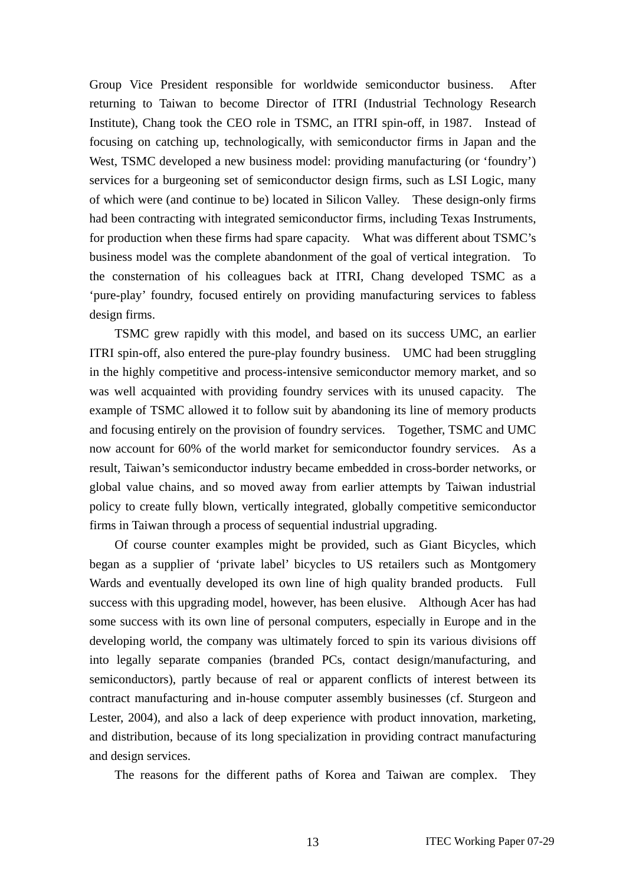Group Vice President responsible for worldwide semiconductor business. After returning to Taiwan to become Director of ITRI (Industrial Technology Research Institute), Chang took the CEO role in TSMC, an ITRI spin-off, in 1987. Instead of focusing on catching up, technologically, with semiconductor firms in Japan and the West, TSMC developed a new business model: providing manufacturing (or 'foundry') services for a burgeoning set of semiconductor design firms, such as LSI Logic, many of which were (and continue to be) located in Silicon Valley. These design-only firms had been contracting with integrated semiconductor firms, including Texas Instruments, for production when these firms had spare capacity. What was different about TSMC's business model was the complete abandonment of the goal of vertical integration. To the consternation of his colleagues back at ITRI, Chang developed TSMC as a 'pure-play' foundry, focused entirely on providing manufacturing services to fabless design firms.

TSMC grew rapidly with this model, and based on its success UMC, an earlier ITRI spin-off, also entered the pure-play foundry business. UMC had been struggling in the highly competitive and process-intensive semiconductor memory market, and so was well acquainted with providing foundry services with its unused capacity. The example of TSMC allowed it to follow suit by abandoning its line of memory products and focusing entirely on the provision of foundry services. Together, TSMC and UMC now account for 60% of the world market for semiconductor foundry services. As a result, Taiwan's semiconductor industry became embedded in cross-border networks, or global value chains, and so moved away from earlier attempts by Taiwan industrial policy to create fully blown, vertically integrated, globally competitive semiconductor firms in Taiwan through a process of sequential industrial upgrading.

Of course counter examples might be provided, such as Giant Bicycles, which began as a supplier of 'private label' bicycles to US retailers such as Montgomery Wards and eventually developed its own line of high quality branded products. Full success with this upgrading model, however, has been elusive. Although Acer has had some success with its own line of personal computers, especially in Europe and in the developing world, the company was ultimately forced to spin its various divisions off into legally separate companies (branded PCs, contact design/manufacturing, and semiconductors), partly because of real or apparent conflicts of interest between its contract manufacturing and in-house computer assembly businesses (cf. Sturgeon and Lester, 2004), and also a lack of deep experience with product innovation, marketing, and distribution, because of its long specialization in providing contract manufacturing and design services.

The reasons for the different paths of Korea and Taiwan are complex. They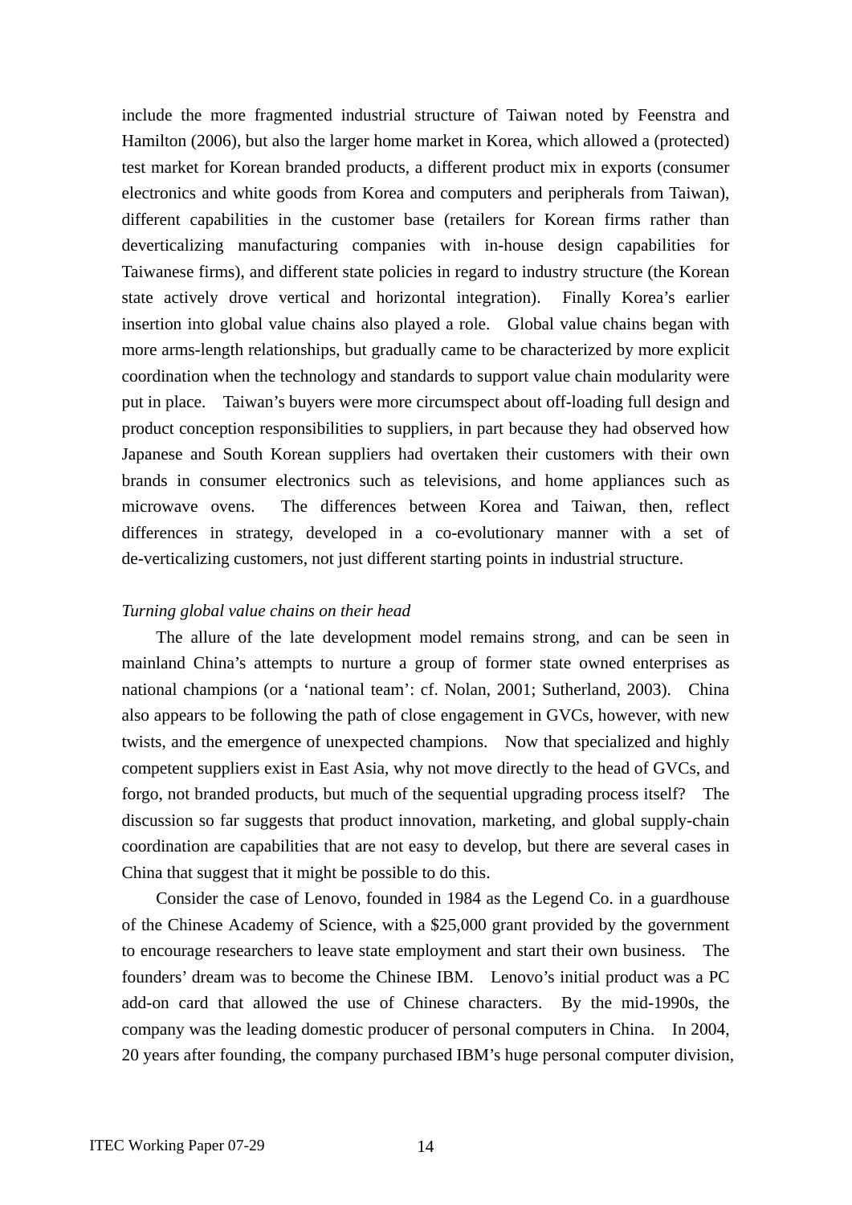include the more fragmented industrial structure of Taiwan noted by Feenstra and Hamilton (2006), but also the larger home market in Korea, which allowed a (protected) test market for Korean branded products, a different product mix in exports (consumer electronics and white goods from Korea and computers and peripherals from Taiwan), different capabilities in the customer base (retailers for Korean firms rather than deverticalizing manufacturing companies with in-house design capabilities for Taiwanese firms), and different state policies in regard to industry structure (the Korean state actively drove vertical and horizontal integration). Finally Korea's earlier insertion into global value chains also played a role. Global value chains began with more arms-length relationships, but gradually came to be characterized by more explicit coordination when the technology and standards to support value chain modularity were put in place. Taiwan's buyers were more circumspect about off-loading full design and product conception responsibilities to suppliers, in part because they had observed how Japanese and South Korean suppliers had overtaken their customers with their own brands in consumer electronics such as televisions, and home appliances such as microwave ovens. The differences between Korea and Taiwan, then, reflect differences in strategy, developed in a co-evolutionary manner with a set of de-verticalizing customers, not just different starting points in industrial structure.

*Turning global value chains on their head*

The allure of the late development model remains strong, and can be seen in mainland China's attempts to nurture a group of former state owned enterprises as national champions (or a 'national team': cf. Nolan, 2001; Sutherland, 2003). China also appears to be following the path of close engagement in GVCs, however, with new twists, and the emergence of unexpected champions. Now that specialized and highly competent suppliers exist in East Asia, why not move directly to the head of GVCs, and forgo, not branded products, but much of the sequential upgrading process itself? The discussion so far suggests that product innovation, marketing, and global supply-chain coordination are capabilities that are not easy to develop, but there are several cases in China that suggest that it might be possible to do this.

Consider the case of Lenovo, founded in 1984 as the Legend Co. in a guardhouse of the Chinese Academy of Science, with a $25,000 grant provided by the government to encourage researchers to leave state employment and start their own business. The founders' dream was to become the Chinese IBM. Lenovo's initial product was a PC add-on card that allowed the use of Chinese characters. By the mid-1990s, the company was the leading domestic producer of personal computers in China. In 2004, 20 years after founding, the company purchased IBM's huge personal computer division,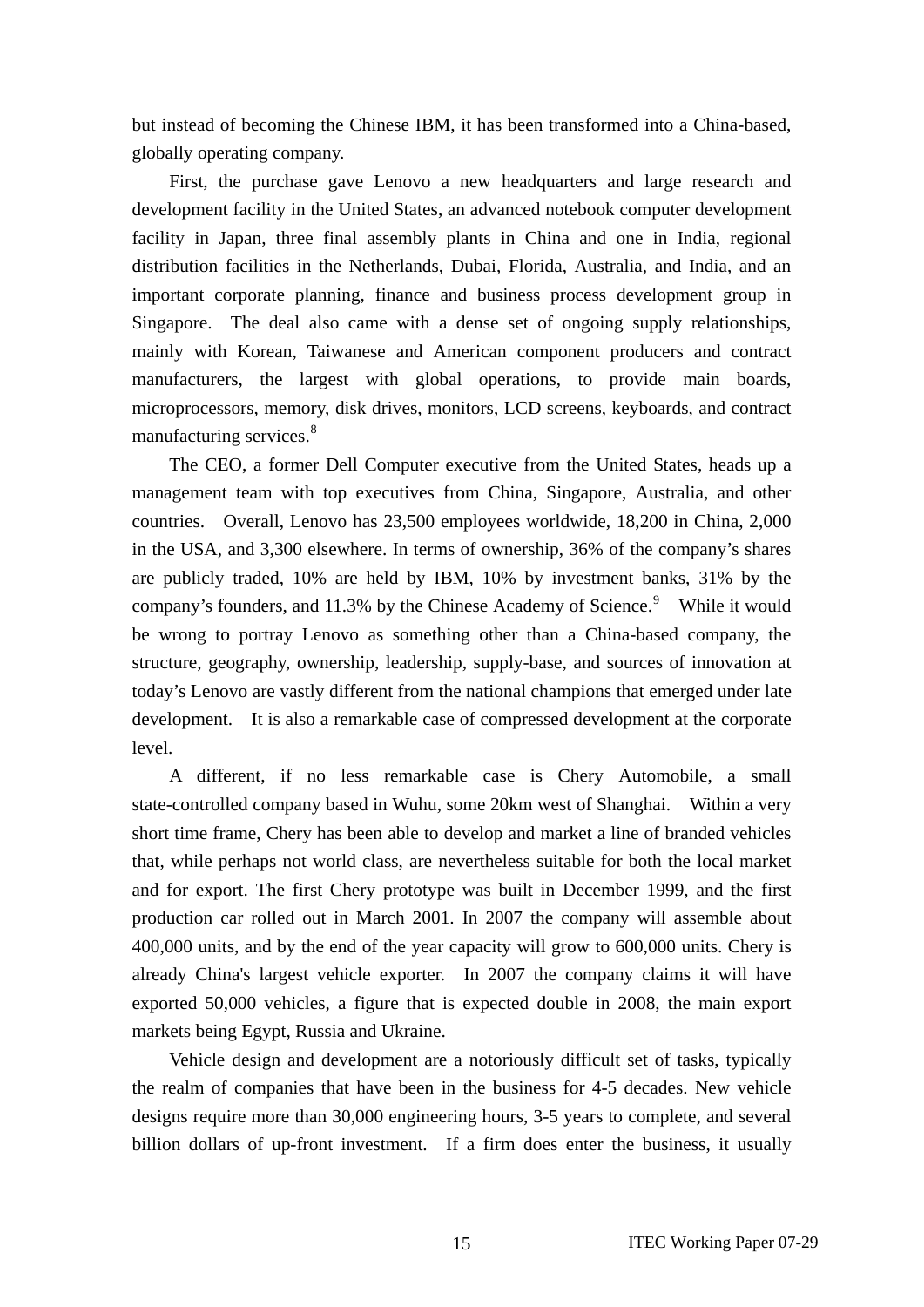but instead of becoming the Chinese IBM, it has been transformed into a China-based, globally operating company.

First, the purchase gave Lenovo a new headquarters and large research and development facility in the United States, an advanced notebook computer development facility in Japan, three final assembly plants in China and one in India, regional distribution facilities in the Netherlands, Dubai, Florida, Australia, and India, and an important corporate planning, finance and business process development group in Singapore. The deal also came with a dense set of ongoing supply relationships, mainly with Korean, Taiwanese and American component producers and contract manufacturers, the largest with global operations, to provide main boards, microprocessors, memory, disk drives, monitors, LCD screens, keyboards, and contract manufacturing services.[8]

The CEO, a former Dell Computer executive from the United States, heads up a management team with top executives from China, Singapore, Australia, and other countries. Overall, Lenovo has 23,500 employees worldwide, 18,200 in China, 2,000 in the USA, and 3,300 elsewhere. In terms of ownership, 36% of the company's shares are publicly traded, 10% are held by IBM, 10% by investment banks, 31% by the company's founders, and 11.3% by the Chinese Academy of Science.[9] While it would be wrong to portray Lenovo as something other than a China-based company, the structure, geography, ownership, leadership, supply-base, and sources of innovation at today's Lenovo are vastly different from the national champions that emerged under late development. It is also a remarkable case of compressed development at the corporate level.

A different, if no less remarkable case is Chery Automobile, a small state-controlled company based in Wuhu, some 20km west of Shanghai. Within a very short time frame, Chery has been able to develop and market a line of branded vehicles that, while perhaps not world class, are nevertheless suitable for both the local market and for export. The first Chery prototype was built in December 1999, and the first production car rolled out in March 2001. In 2007 the company will assemble about 400,000 units, and by the end of the year capacity will grow to 600,000 units. Chery is already China's largest vehicle exporter. In 2007 the company claims it will have exported 50,000 vehicles, a figure that is expected double in 2008, the main export markets being Egypt, Russia and Ukraine.

Vehicle design and development are a notoriously difficult set of tasks, typically the realm of companies that have been in the business for 4-5 decades. New vehicle designs require more than 30,000 engineering hours, 3-5 years to complete, and several billion dollars of up-front investment. If a firm does enter the business, it usually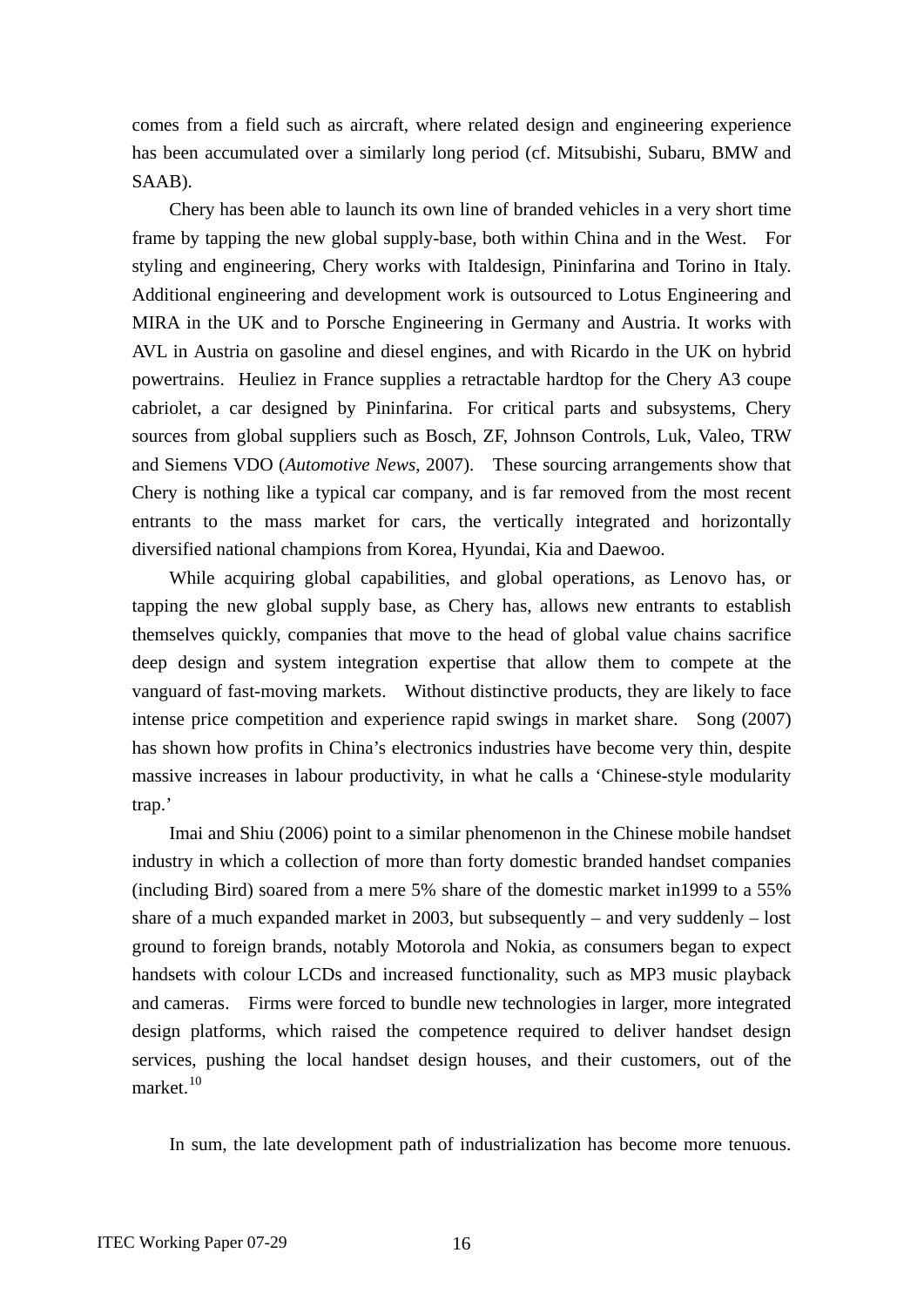comes from a field such as aircraft, where related design and engineering experience has been accumulated over a similarly long period (cf. Mitsubishi, Subaru, BMW and SAAB).

Chery has been able to launch its own line of branded vehicles in a very short time frame by tapping the new global supply-base, both within China and in the West. For styling and engineering, Chery works with Italdesign, Pininfarina and Torino in Italy. Additional engineering and development work is outsourced to Lotus Engineering and MIRA in the UK and to Porsche Engineering in Germany and Austria. It works with AVL in Austria on gasoline and diesel engines, and with Ricardo in the UK on hybrid powertrains. Heuliez in France supplies a retractable hardtop for the Chery A3 coupe cabriolet, a car designed by Pininfarina. For critical parts and subsystems, Chery sources from global suppliers such as Bosch, ZF, Johnson Controls, Luk, Valeo, TRW and Siemens VDO (*Automotive News*, 2007). These sourcing arrangements show that Chery is nothing like a typical car company, and is far removed from the most recent entrants to the mass market for cars, the vertically integrated and horizontally diversified national champions from Korea, Hyundai, Kia and Daewoo.

While acquiring global capabilities, and global operations, as Lenovo has, or tapping the new global supply base, as Chery has, allows new entrants to establish themselves quickly, companies that move to the head of global value chains sacrifice deep design and system integration expertise that allow them to compete at the vanguard of fast-moving markets. Without distinctive products, they are likely to face intense price competition and experience rapid swings in market share. Song (2007) has shown how profits in China's electronics industries have become very thin, despite massive increases in labour productivity, in what he calls a 'Chinese-style modularity trap.'

Imai and Shiu (2006) point to a similar phenomenon in the Chinese mobile handset industry in which a collection of more than forty domestic branded handset companies (including Bird) soared from a mere 5% share of the domestic market in1999 to a 55% share of a much expanded market in 2003, but subsequently – and very suddenly – lost ground to foreign brands, notably Motorola and Nokia, as consumers began to expect handsets with colour LCDs and increased functionality, such as MP3 music playback and cameras. Firms were forced to bundle new technologies in larger, more integrated design platforms, which raised the competence required to deliver handset design services, pushing the local handset design houses, and their customers, out of the market.[10]

In sum, the late development path of industrialization has become more tenuous.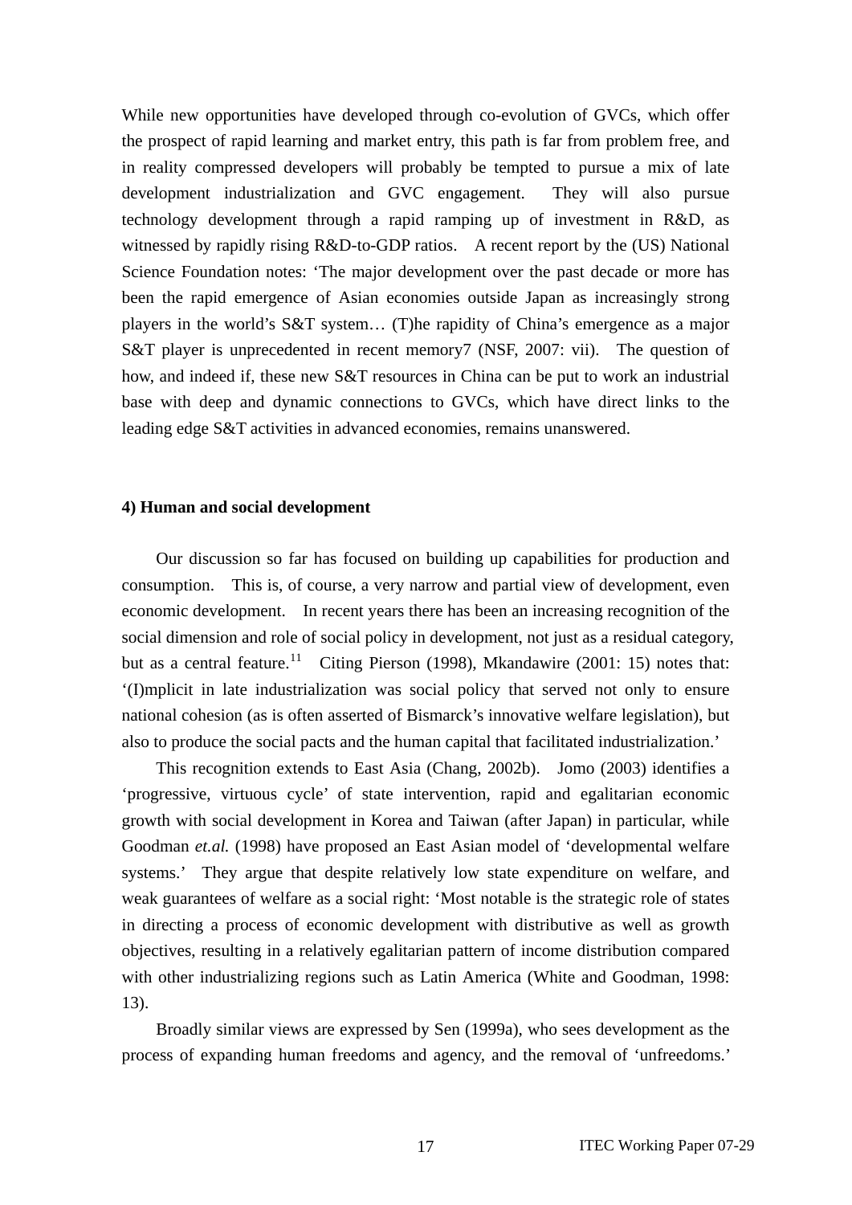While new opportunities have developed through co-evolution of GVCs, which offer the prospect of rapid learning and market entry, this path is far from problem free, and in reality compressed developers will probably be tempted to pursue a mix of late development industrialization and GVC engagement. They will also pursue technology development through a rapid ramping up of investment in R&D, as witnessed by rapidly rising R&D-to-GDP ratios. A recent report by the (US) National Science Foundation notes: 'The major development over the past decade or more has been the rapid emergence of Asian economies outside Japan as increasingly strong players in the world's S&T system… (T)he rapidity of China's emergence as a major S&T player is unprecedented in recent memory7 (NSF, 2007: vii). The question of how, and indeed if, these new S&T resources in China can be put to work an industrial base with deep and dynamic connections to GVCs, which have direct links to the leading edge S&T activities in advanced economies, remains unanswered.

**4) Human and social development**

Our discussion so far has focused on building up capabilities for production and consumption. This is, of course, a very narrow and partial view of development, even economic development. In recent years there has been an increasing recognition of the social dimension and role of social policy in development, not just as a residual category, but as a central feature.[11] Citing Pierson (1998), Mkandawire (2001: 15) notes that: '(I)mplicit in late industrialization was social policy that served not only to ensure national cohesion (as is often asserted of Bismarck's innovative welfare legislation), but also to produce the social pacts and the human capital that facilitated industrialization.'

This recognition extends to East Asia (Chang, 2002b). Jomo (2003) identifies a 'progressive, virtuous cycle' of state intervention, rapid and egalitarian economic growth with social development in Korea and Taiwan (after Japan) in particular, while Goodman *et.al.* (1998) have proposed an East Asian model of 'developmental welfare systems.' They argue that despite relatively low state expenditure on welfare, and weak guarantees of welfare as a social right: 'Most notable is the strategic role of states in directing a process of economic development with distributive as well as growth objectives, resulting in a relatively egalitarian pattern of income distribution compared with other industrializing regions such as Latin America (White and Goodman, 1998: 13).

Broadly similar views are expressed by Sen (1999a), who sees development as the process of expanding human freedoms and agency, and the removal of 'unfreedoms.'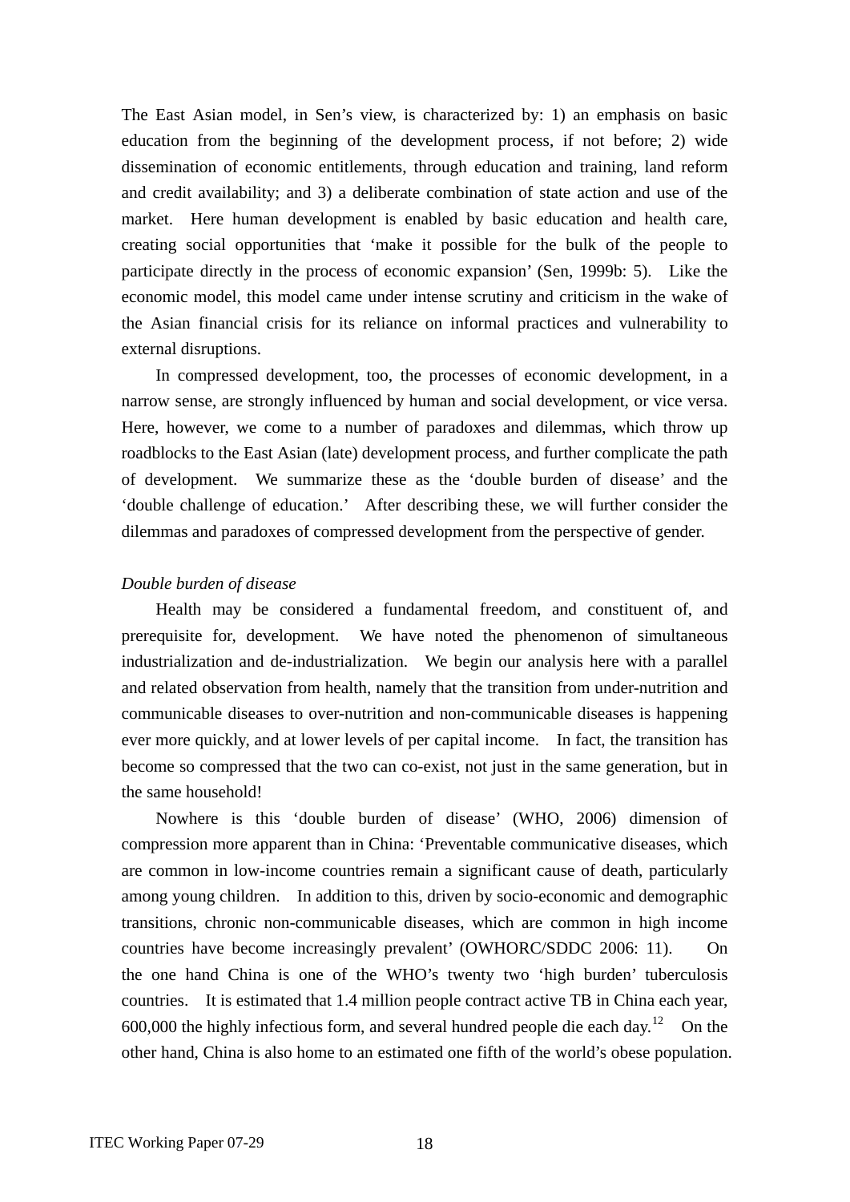The East Asian model, in Sen's view, is characterized by: 1) an emphasis on basic education from the beginning of the development process, if not before; 2) wide dissemination of economic entitlements, through education and training, land reform and credit availability; and 3) a deliberate combination of state action and use of the market. Here human development is enabled by basic education and health care, creating social opportunities that 'make it possible for the bulk of the people to participate directly in the process of economic expansion' (Sen, 1999b: 5). Like the economic model, this model came under intense scrutiny and criticism in the wake of the Asian financial crisis for its reliance on informal practices and vulnerability to external disruptions.

In compressed development, too, the processes of economic development, in a narrow sense, are strongly influenced by human and social development, or vice versa. Here, however, we come to a number of paradoxes and dilemmas, which throw up roadblocks to the East Asian (late) development process, and further complicate the path of development. We summarize these as the 'double burden of disease' and the 'double challenge of education.' After describing these, we will further consider the dilemmas and paradoxes of compressed development from the perspective of gender.

*Double burden of disease*

Health may be considered a fundamental freedom, and constituent of, and prerequisite for, development. We have noted the phenomenon of simultaneous industrialization and de-industrialization. We begin our analysis here with a parallel and related observation from health, namely that the transition from under-nutrition and communicable diseases to over-nutrition and non-communicable diseases is happening ever more quickly, and at lower levels of per capital income. In fact, the transition has become so compressed that the two can co-exist, not just in the same generation, but in the same household!

Nowhere is this 'double burden of disease' (WHO, 2006) dimension of compression more apparent than in China: 'Preventable communicative diseases, which are common in low-income countries remain a significant cause of death, particularly among young children. In addition to this, driven by socio-economic and demographic transitions, chronic non-communicable diseases, which are common in high income countries have become increasingly prevalent' (OWHORC/SDDC 2006: 11). On the one hand China is one of the WHO's twenty two 'high burden' tuberculosis countries. It is estimated that 1.4 million people contract active TB in China each year, 600,000 the highly infectious form, and several hundred people die each day.[12] On the other hand, China is also home to an estimated one fifth of the world's obese population.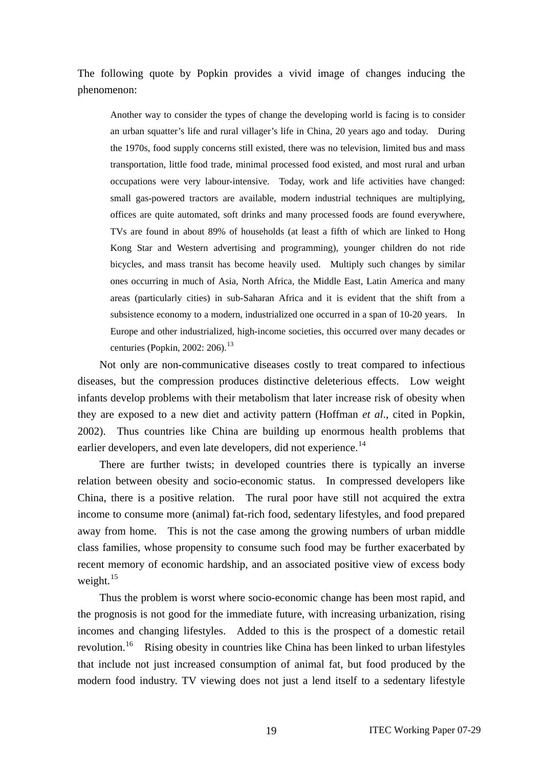The following quote by Popkin provides a vivid image of changes inducing the phenomenon:

> Another way to consider the types of change the developing world is facing is to consider an urban squatter's life and rural villager's life in China, 20 years ago and today. During the 1970s, food supply concerns still existed, there was no television, limited bus and mass transportation, little food trade, minimal processed food existed, and most rural and urban occupations were very labour-intensive. Today, work and life activities have changed: small gas-powered tractors are available, modern industrial techniques are multiplying, offices are quite automated, soft drinks and many processed foods are found everywhere, TVs are found in about 89% of households (at least a fifth of which are linked to Hong Kong Star and Western advertising and programming), younger children do not ride bicycles, and mass transit has become heavily used. Multiply such changes by similar ones occurring in much of Asia, North Africa, the Middle East, Latin America and many areas (particularly cities) in sub-Saharan Africa and it is evident that the shift from a subsistence economy to a modern, industrialized one occurred in a span of 10-20 years. In Europe and other industrialized, high-income societies, this occurred over many decades or centuries (Popkin, 2002: 206).[13]

Not only are non-communicative diseases costly to treat compared to infectious diseases, but the compression produces distinctive deleterious effects. Low weight infants develop problems with their metabolism that later increase risk of obesity when they are exposed to a new diet and activity pattern (Hoffman *et al*., cited in Popkin, 2002). Thus countries like China are building up enormous health problems that earlier developers, and even late developers, did not experience.[14]

There are further twists; in developed countries there is typically an inverse relation between obesity and socio-economic status. In compressed developers like China, there is a positive relation. The rural poor have still not acquired the extra income to consume more (animal) fat-rich food, sedentary lifestyles, and food prepared away from home. This is not the case among the growing numbers of urban middle class families, whose propensity to consume such food may be further exacerbated by recent memory of economic hardship, and an associated positive view of excess body weight.[15]

Thus the problem is worst where socio-economic change has been most rapid, and the prognosis is not good for the immediate future, with increasing urbanization, rising incomes and changing lifestyles. Added to this is the prospect of a domestic retail revolution.[16] Rising obesity in countries like China has been linked to urban lifestyles that include not just increased consumption of animal fat, but food produced by the modern food industry. TV viewing does not just a lend itself to a sedentary lifestyle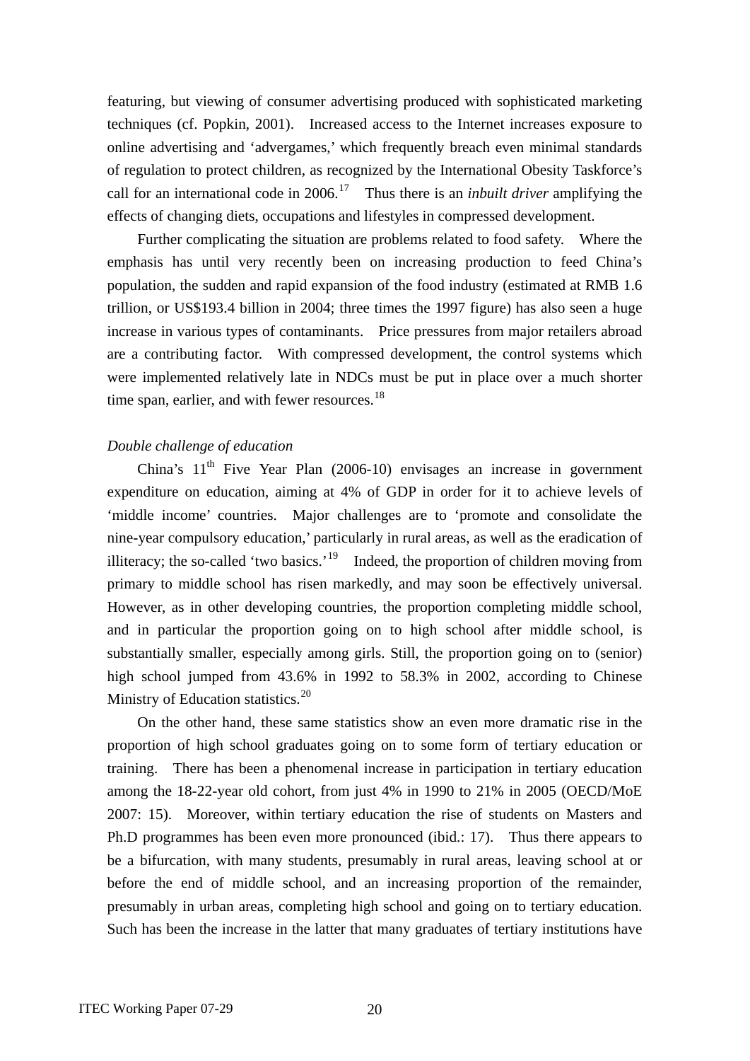featuring, but viewing of consumer advertising produced with sophisticated marketing techniques (cf. Popkin, 2001). Increased access to the Internet increases exposure to online advertising and 'advergames,' which frequently breach even minimal standards of regulation to protect children, as recognized by the International Obesity Taskforce's call for an international code in 2006.[17] Thus there is an *inbuilt driver* amplifying the effects of changing diets, occupations and lifestyles in compressed development.

Further complicating the situation are problems related to food safety. Where the emphasis has until very recently been on increasing production to feed China's population, the sudden and rapid expansion of the food industry (estimated at RMB 1.6 trillion, or US$193.4 billion in 2004; three times the 1997 figure) has also seen a huge increase in various types of contaminants. Price pressures from major retailers abroad are a contributing factor. With compressed development, the control systems which were implemented relatively late in NDCs must be put in place over a much shorter time span, earlier, and with fewer resources.[18]

*Double challenge of education*

China's 11th Five Year Plan (2006-10) envisages an increase in government expenditure on education, aiming at 4% of GDP in order for it to achieve levels of 'middle income' countries. Major challenges are to 'promote and consolidate the nine-year compulsory education,' particularly in rural areas, as well as the eradication of illiteracy; the so-called 'two basics.'[19] Indeed, the proportion of children moving from primary to middle school has risen markedly, and may soon be effectively universal. However, as in other developing countries, the proportion completing middle school, and in particular the proportion going on to high school after middle school, is substantially smaller, especially among girls. Still, the proportion going on to (senior) high school jumped from 43.6% in 1992 to 58.3% in 2002, according to Chinese Ministry of Education statistics.[20]

On the other hand, these same statistics show an even more dramatic rise in the proportion of high school graduates going on to some form of tertiary education or training. There has been a phenomenal increase in participation in tertiary education among the 18-22-year old cohort, from just 4% in 1990 to 21% in 2005 (OECD/MoE 2007: 15). Moreover, within tertiary education the rise of students on Masters and Ph.D programmes has been even more pronounced (ibid.: 17). Thus there appears to be a bifurcation, with many students, presumably in rural areas, leaving school at or before the end of middle school, and an increasing proportion of the remainder, presumably in urban areas, completing high school and going on to tertiary education. Such has been the increase in the latter that many graduates of tertiary institutions have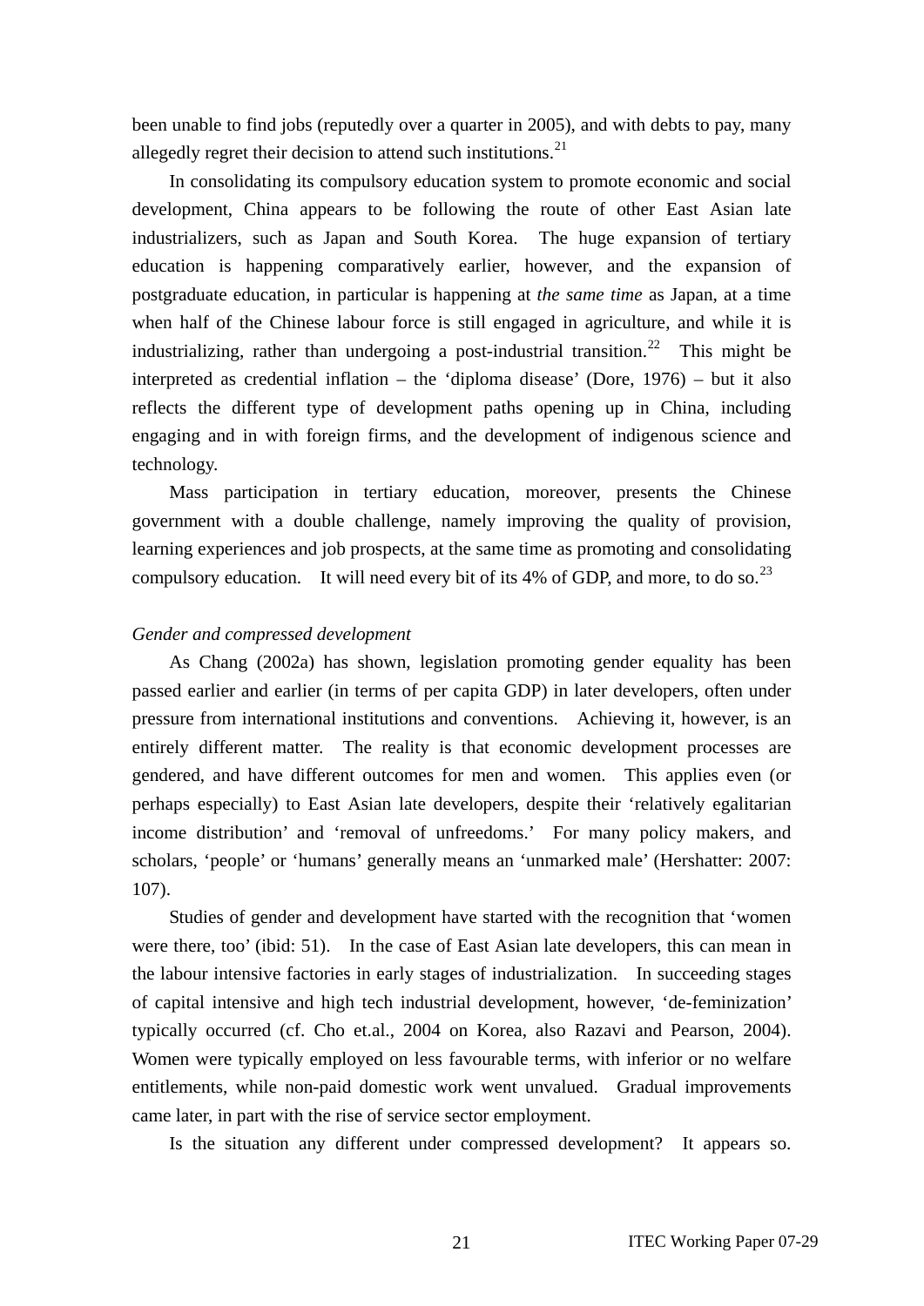been unable to find jobs (reputedly over a quarter in 2005), and with debts to pay, many allegedly regret their decision to attend such institutions.[21]

In consolidating its compulsory education system to promote economic and social development, China appears to be following the route of other East Asian late industrializers, such as Japan and South Korea. The huge expansion of tertiary education is happening comparatively earlier, however, and the expansion of postgraduate education, in particular is happening at *the same time* as Japan, at a time when half of the Chinese labour force is still engaged in agriculture, and while it is industrializing, rather than undergoing a post-industrial transition.[22] This might be interpreted as credential inflation – the 'diploma disease' (Dore, 1976) – but it also reflects the different type of development paths opening up in China, including engaging and in with foreign firms, and the development of indigenous science and technology.

Mass participation in tertiary education, moreover, presents the Chinese government with a double challenge, namely improving the quality of provision, learning experiences and job prospects, at the same time as promoting and consolidating compulsory education. It will need every bit of its 4% of GDP, and more, to do so.[23]

*Gender and compressed development*

As Chang (2002a) has shown, legislation promoting gender equality has been passed earlier and earlier (in terms of per capita GDP) in later developers, often under pressure from international institutions and conventions. Achieving it, however, is an entirely different matter. The reality is that economic development processes are gendered, and have different outcomes for men and women. This applies even (or perhaps especially) to East Asian late developers, despite their 'relatively egalitarian income distribution' and 'removal of unfreedoms.' For many policy makers, and scholars, 'people' or 'humans' generally means an 'unmarked male' (Hershatter: 2007: 107).

Studies of gender and development have started with the recognition that 'women were there, too' (ibid: 51). In the case of East Asian late developers, this can mean in the labour intensive factories in early stages of industrialization. In succeeding stages of capital intensive and high tech industrial development, however, 'de-feminization' typically occurred (cf. Cho et.al., 2004 on Korea, also Razavi and Pearson, 2004). Women were typically employed on less favourable terms, with inferior or no welfare entitlements, while non-paid domestic work went unvalued. Gradual improvements came later, in part with the rise of service sector employment.

Is the situation any different under compressed development? It appears so.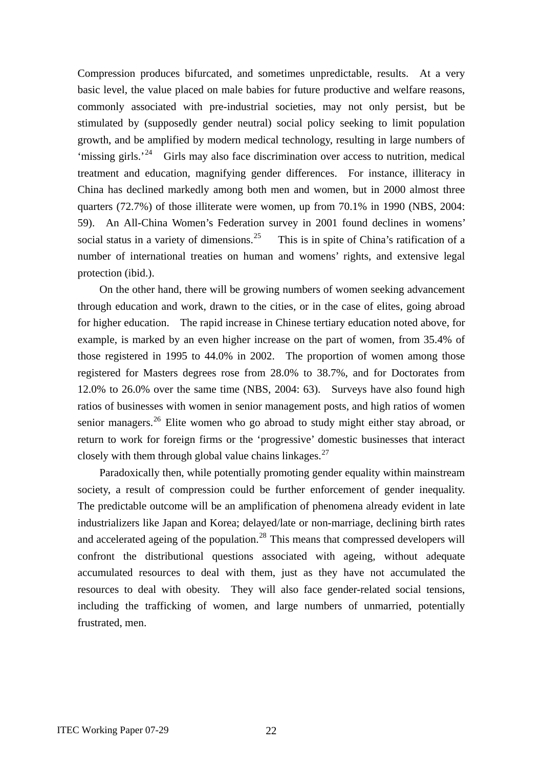Compression produces bifurcated, and sometimes unpredictable, results. At a very basic level, the value placed on male babies for future productive and welfare reasons, commonly associated with pre-industrial societies, may not only persist, but be stimulated by (supposedly gender neutral) social policy seeking to limit population growth, and be amplified by modern medical technology, resulting in large numbers of 'missing girls.'[24] Girls may also face discrimination over access to nutrition, medical treatment and education, magnifying gender differences. For instance, illiteracy in China has declined markedly among both men and women, but in 2000 almost three quarters (72.7%) of those illiterate were women, up from 70.1% in 1990 (NBS, 2004: 59). An All-China Women's Federation survey in 2001 found declines in womens' social status in a variety of dimensions.[25] This is in spite of China's ratification of a number of international treaties on human and womens' rights, and extensive legal protection (ibid.).

On the other hand, there will be growing numbers of women seeking advancement through education and work, drawn to the cities, or in the case of elites, going abroad for higher education. The rapid increase in Chinese tertiary education noted above, for example, is marked by an even higher increase on the part of women, from 35.4% of those registered in 1995 to 44.0% in 2002. The proportion of women among those registered for Masters degrees rose from 28.0% to 38.7%, and for Doctorates from 12.0% to 26.0% over the same time (NBS, 2004: 63). Surveys have also found high ratios of businesses with women in senior management posts, and high ratios of women senior managers.[26] Elite women who go abroad to study might either stay abroad, or return to work for foreign firms or the 'progressive' domestic businesses that interact closely with them through global value chains linkages.[27]

Paradoxically then, while potentially promoting gender equality within mainstream society, a result of compression could be further enforcement of gender inequality. The predictable outcome will be an amplification of phenomena already evident in late industrializers like Japan and Korea; delayed/late or non-marriage, declining birth rates and accelerated ageing of the population.[28] This means that compressed developers will confront the distributional questions associated with ageing, without adequate accumulated resources to deal with them, just as they have not accumulated the resources to deal with obesity. They will also face gender-related social tensions, including the trafficking of women, and large numbers of unmarried, potentially frustrated, men.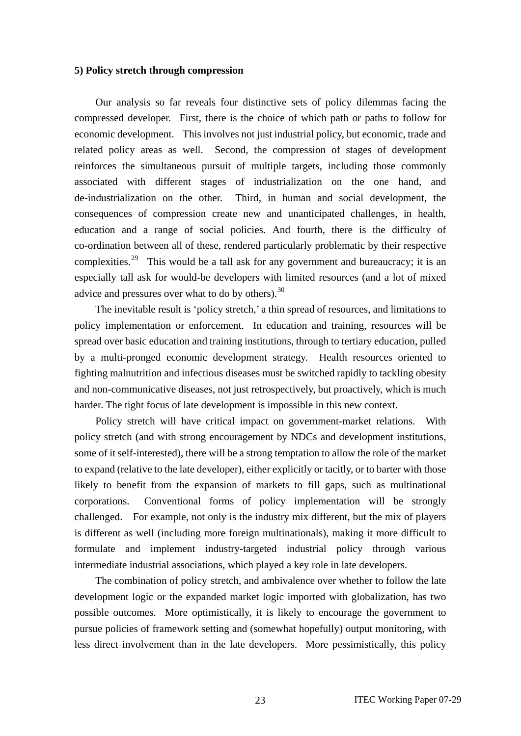**5) Policy stretch through compression**

Our analysis so far reveals four distinctive sets of policy dilemmas facing the compressed developer. First, there is the choice of which path or paths to follow for economic development. This involves not just industrial policy, but economic, trade and related policy areas as well. Second, the compression of stages of development reinforces the simultaneous pursuit of multiple targets, including those commonly associated with different stages of industrialization on the one hand, and de-industrialization on the other. Third, in human and social development, the consequences of compression create new and unanticipated challenges, in health, education and a range of social policies. And fourth, there is the difficulty of co-ordination between all of these, rendered particularly problematic by their respective complexities.[29] This would be a tall ask for any government and bureaucracy; it is an especially tall ask for would-be developers with limited resources (and a lot of mixed advice and pressures over what to do by others).[30]

The inevitable result is 'policy stretch,' a thin spread of resources, and limitations to policy implementation or enforcement. In education and training, resources will be spread over basic education and training institutions, through to tertiary education, pulled by a multi-pronged economic development strategy. Health resources oriented to fighting malnutrition and infectious diseases must be switched rapidly to tackling obesity and non-communicative diseases, not just retrospectively, but proactively, which is much harder. The tight focus of late development is impossible in this new context.

Policy stretch will have critical impact on government-market relations. With policy stretch (and with strong encouragement by NDCs and development institutions, some of it self-interested), there will be a strong temptation to allow the role of the market to expand (relative to the late developer), either explicitly or tacitly, or to barter with those likely to benefit from the expansion of markets to fill gaps, such as multinational corporations. Conventional forms of policy implementation will be strongly challenged. For example, not only is the industry mix different, but the mix of players is different as well (including more foreign multinationals), making it more difficult to formulate and implement industry-targeted industrial policy through various intermediate industrial associations, which played a key role in late developers.

The combination of policy stretch, and ambivalence over whether to follow the late development logic or the expanded market logic imported with globalization, has two possible outcomes. More optimistically, it is likely to encourage the government to pursue policies of framework setting and (somewhat hopefully) output monitoring, with less direct involvement than in the late developers. More pessimistically, this policy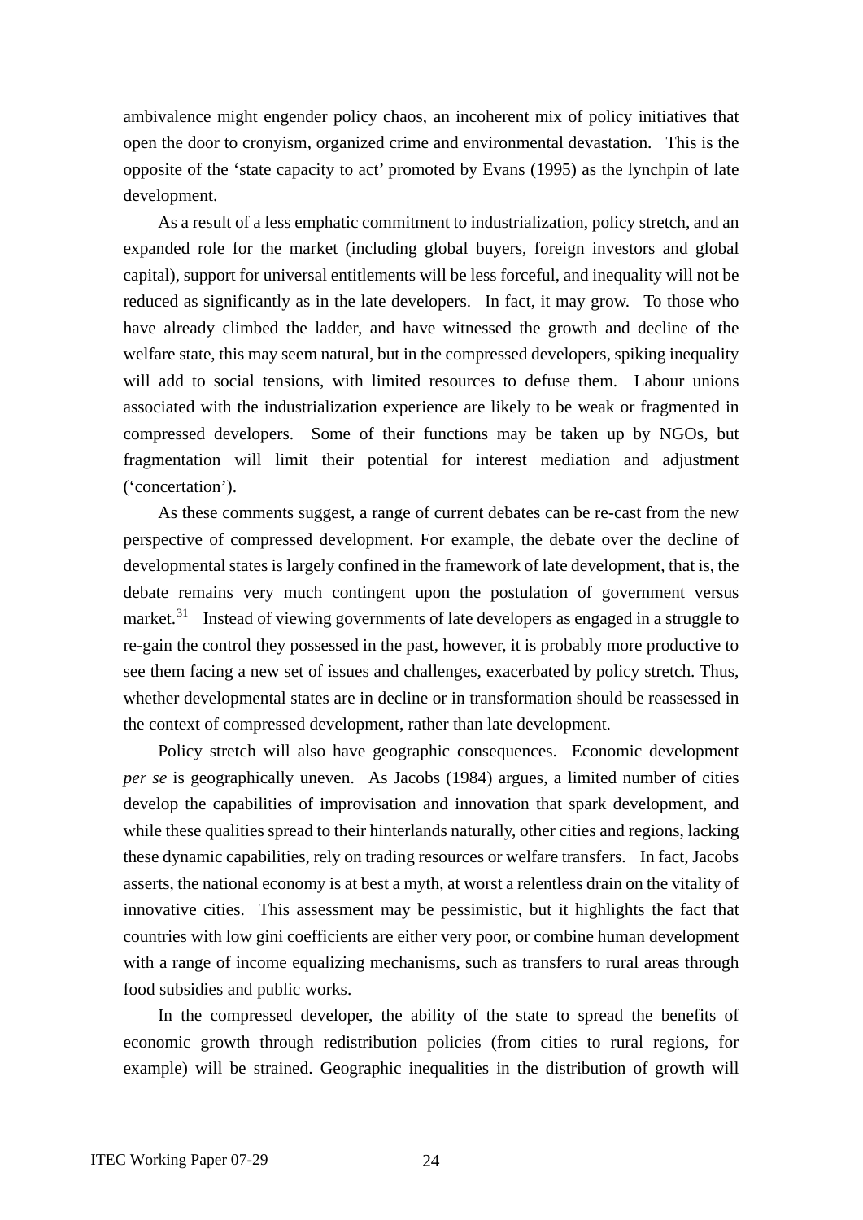ambivalence might engender policy chaos, an incoherent mix of policy initiatives that open the door to cronyism, organized crime and environmental devastation. This is the opposite of the 'state capacity to act' promoted by Evans (1995) as the lynchpin of late development.

As a result of a less emphatic commitment to industrialization, policy stretch, and an expanded role for the market (including global buyers, foreign investors and global capital), support for universal entitlements will be less forceful, and inequality will not be reduced as significantly as in the late developers. In fact, it may grow. To those who have already climbed the ladder, and have witnessed the growth and decline of the welfare state, this may seem natural, but in the compressed developers, spiking inequality will add to social tensions, with limited resources to defuse them. Labour unions associated with the industrialization experience are likely to be weak or fragmented in compressed developers. Some of their functions may be taken up by NGOs, but fragmentation will limit their potential for interest mediation and adjustment ('concertation').

As these comments suggest, a range of current debates can be re-cast from the new perspective of compressed development. For example, the debate over the decline of developmental states is largely confined in the framework of late development, that is, the debate remains very much contingent upon the postulation of government versus market.[31] Instead of viewing governments of late developers as engaged in a struggle to re-gain the control they possessed in the past, however, it is probably more productive to see them facing a new set of issues and challenges, exacerbated by policy stretch. Thus, whether developmental states are in decline or in transformation should be reassessed in the context of compressed development, rather than late development.

Policy stretch will also have geographic consequences. Economic development *per se* is geographically uneven. As Jacobs (1984) argues, a limited number of cities develop the capabilities of improvisation and innovation that spark development, and while these qualities spread to their hinterlands naturally, other cities and regions, lacking these dynamic capabilities, rely on trading resources or welfare transfers. In fact, Jacobs asserts, the national economy is at best a myth, at worst a relentless drain on the vitality of innovative cities. This assessment may be pessimistic, but it highlights the fact that countries with low gini coefficients are either very poor, or combine human development with a range of income equalizing mechanisms, such as transfers to rural areas through food subsidies and public works.

In the compressed developer, the ability of the state to spread the benefits of economic growth through redistribution policies (from cities to rural regions, for example) will be strained. Geographic inequalities in the distribution of growth will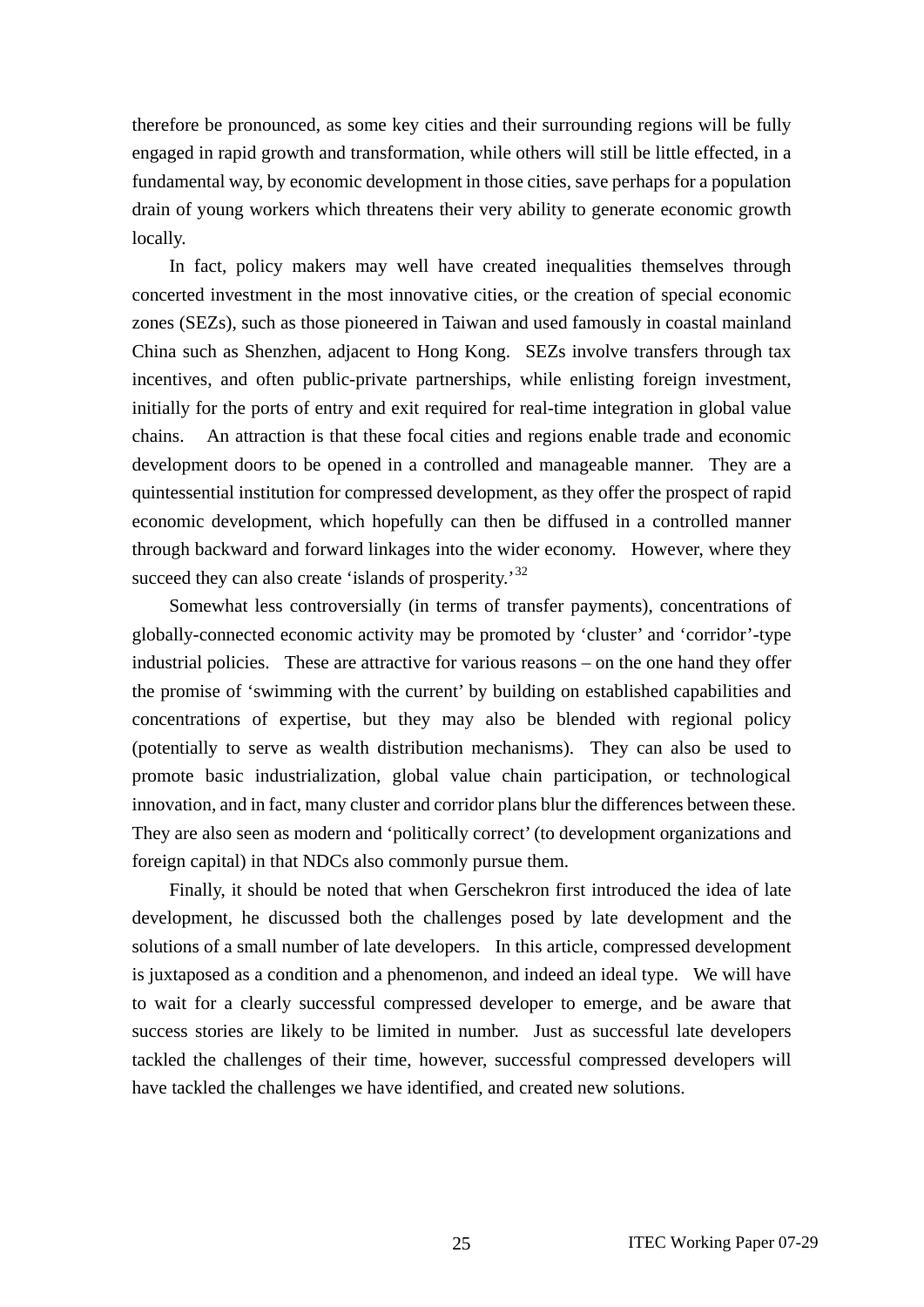therefore be pronounced, as some key cities and their surrounding regions will be fully engaged in rapid growth and transformation, while others will still be little effected, in a fundamental way, by economic development in those cities, save perhaps for a population drain of young workers which threatens their very ability to generate economic growth locally.

In fact, policy makers may well have created inequalities themselves through concerted investment in the most innovative cities, or the creation of special economic zones (SEZs), such as those pioneered in Taiwan and used famously in coastal mainland China such as Shenzhen, adjacent to Hong Kong. SEZs involve transfers through tax incentives, and often public-private partnerships, while enlisting foreign investment, initially for the ports of entry and exit required for real-time integration in global value chains. An attraction is that these focal cities and regions enable trade and economic development doors to be opened in a controlled and manageable manner. They are a quintessential institution for compressed development, as they offer the prospect of rapid economic development, which hopefully can then be diffused in a controlled manner through backward and forward linkages into the wider economy. However, where they succeed they can also create 'islands of prosperity.'[32]

Somewhat less controversially (in terms of transfer payments), concentrations of globally-connected economic activity may be promoted by 'cluster' and 'corridor'-type industrial policies. These are attractive for various reasons – on the one hand they offer the promise of 'swimming with the current' by building on established capabilities and concentrations of expertise, but they may also be blended with regional policy (potentially to serve as wealth distribution mechanisms). They can also be used to promote basic industrialization, global value chain participation, or technological innovation, and in fact, many cluster and corridor plans blur the differences between these. They are also seen as modern and 'politically correct' (to development organizations and foreign capital) in that NDCs also commonly pursue them.

Finally, it should be noted that when Gerschekron first introduced the idea of late development, he discussed both the challenges posed by late development and the solutions of a small number of late developers. In this article, compressed development is juxtaposed as a condition and a phenomenon, and indeed an ideal type. We will have to wait for a clearly successful compressed developer to emerge, and be aware that success stories are likely to be limited in number. Just as successful late developers tackled the challenges of their time, however, successful compressed developers will have tackled the challenges we have identified, and created new solutions.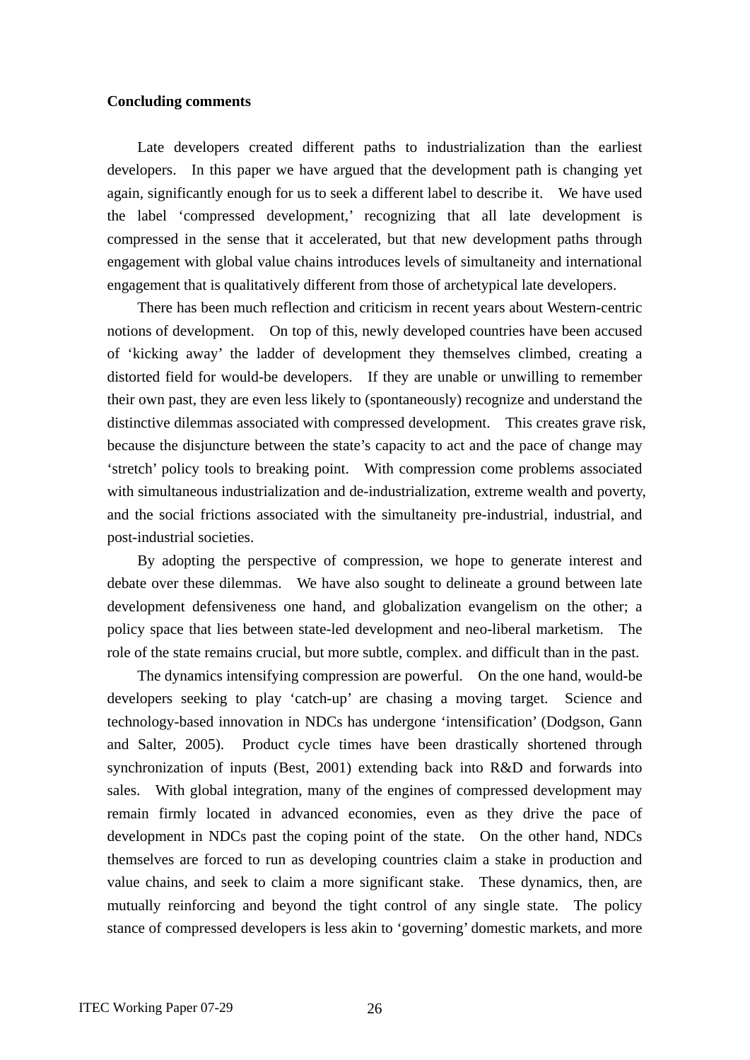**Concluding comments**

Late developers created different paths to industrialization than the earliest developers. In this paper we have argued that the development path is changing yet again, significantly enough for us to seek a different label to describe it. We have used the label 'compressed development,' recognizing that all late development is compressed in the sense that it accelerated, but that new development paths through engagement with global value chains introduces levels of simultaneity and international engagement that is qualitatively different from those of archetypical late developers.

There has been much reflection and criticism in recent years about Western-centric notions of development. On top of this, newly developed countries have been accused of 'kicking away' the ladder of development they themselves climbed, creating a distorted field for would-be developers. If they are unable or unwilling to remember their own past, they are even less likely to (spontaneously) recognize and understand the distinctive dilemmas associated with compressed development. This creates grave risk, because the disjuncture between the state's capacity to act and the pace of change may 'stretch' policy tools to breaking point. With compression come problems associated with simultaneous industrialization and de-industrialization, extreme wealth and poverty, and the social frictions associated with the simultaneity pre-industrial, industrial, and post-industrial societies.

By adopting the perspective of compression, we hope to generate interest and debate over these dilemmas. We have also sought to delineate a ground between late development defensiveness one hand, and globalization evangelism on the other; a policy space that lies between state-led development and neo-liberal marketism. The role of the state remains crucial, but more subtle, complex. and difficult than in the past.

The dynamics intensifying compression are powerful. On the one hand, would-be developers seeking to play 'catch-up' are chasing a moving target. Science and technology-based innovation in NDCs has undergone 'intensification' (Dodgson, Gann and Salter, 2005). Product cycle times have been drastically shortened through synchronization of inputs (Best, 2001) extending back into R&D and forwards into sales. With global integration, many of the engines of compressed development may remain firmly located in advanced economies, even as they drive the pace of development in NDCs past the coping point of the state. On the other hand, NDCs themselves are forced to run as developing countries claim a stake in production and value chains, and seek to claim a more significant stake. These dynamics, then, are mutually reinforcing and beyond the tight control of any single state. The policy stance of compressed developers is less akin to 'governing' domestic markets, and more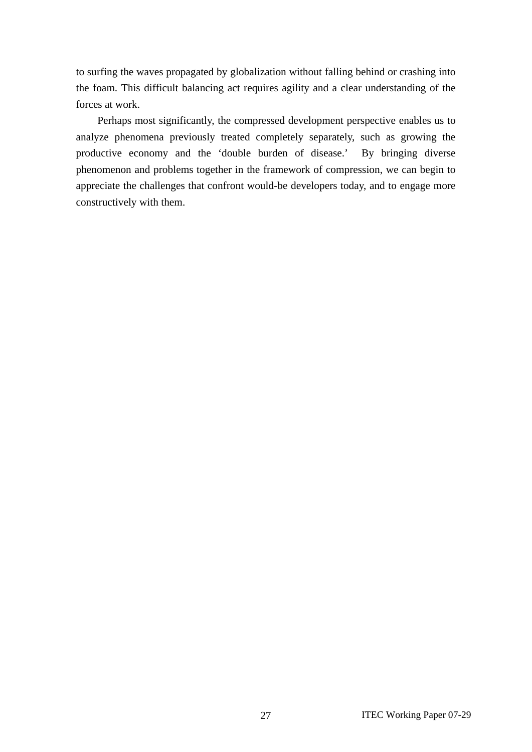to surfing the waves propagated by globalization without falling behind or crashing into the foam. This difficult balancing act requires agility and a clear understanding of the forces at work.

Perhaps most significantly, the compressed development perspective enables us to analyze phenomena previously treated completely separately, such as growing the productive economy and the 'double burden of disease.' By bringing diverse phenomenon and problems together in the framework of compression, we can begin to appreciate the challenges that confront would-be developers today, and to engage more constructively with them.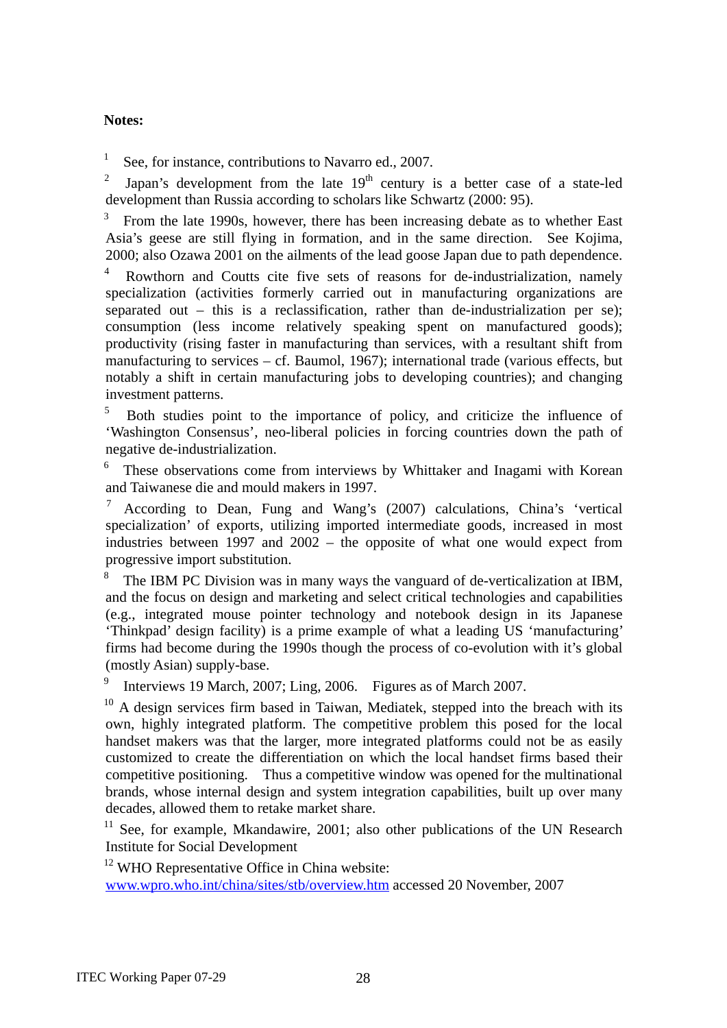**Notes:**

1 See, for instance, contributions to Navarro ed., 2007.

2 Japan's development from the late 19th century is a better case of a state-led development than Russia according to scholars like Schwartz (2000: 95).

3 From the late 1990s, however, there has been increasing debate as to whether East Asia's geese are still flying in formation, and in the same direction. See Kojima, 2000; also Ozawa 2001 on the ailments of the lead goose Japan due to path dependence.

4 Rowthorn and Coutts cite five sets of reasons for de-industrialization, namely specialization (activities formerly carried out in manufacturing organizations are separated out – this is a reclassification, rather than de-industrialization per se); consumption (less income relatively speaking spent on manufactured goods); productivity (rising faster in manufacturing than services, with a resultant shift from manufacturing to services – cf. Baumol, 1967); international trade (various effects, but notably a shift in certain manufacturing jobs to developing countries); and changing investment patterns.

5 Both studies point to the importance of policy, and criticize the influence of 'Washington Consensus', neo-liberal policies in forcing countries down the path of negative de-industrialization.

6 These observations come from interviews by Whittaker and Inagami with Korean and Taiwanese die and mould makers in 1997.

7 According to Dean, Fung and Wang's (2007) calculations, China's 'vertical specialization' of exports, utilizing imported intermediate goods, increased in most industries between 1997 and 2002 – the opposite of what one would expect from progressive import substitution.

8 The IBM PC Division was in many ways the vanguard of de-verticalization at IBM, and the focus on design and marketing and select critical technologies and capabilities (e.g., integrated mouse pointer technology and notebook design in its Japanese 'Thinkpad' design facility) is a prime example of what a leading US 'manufacturing' firms had become during the 1990s though the process of co-evolution with it's global (mostly Asian) supply-base.

9 Interviews 19 March, 2007; Ling, 2006. Figures as of March 2007.

10 A design services firm based in Taiwan, Mediatek, stepped into the breach with its own, highly integrated platform. The competitive problem this posed for the local handset makers was that the larger, more integrated platforms could not be as easily customized to create the differentiation on which the local handset firms based their competitive positioning. Thus a competitive window was opened for the multinational brands, whose internal design and system integration capabilities, built up over many decades, allowed them to retake market share.

11 See, for example, Mkandawire, 2001; also other publications of the UN Research Institute for Social Development

12 WHO Representative Office in China website: www.wpro.who.int/china/sites/stb/overview.htm accessed 20 November, 2007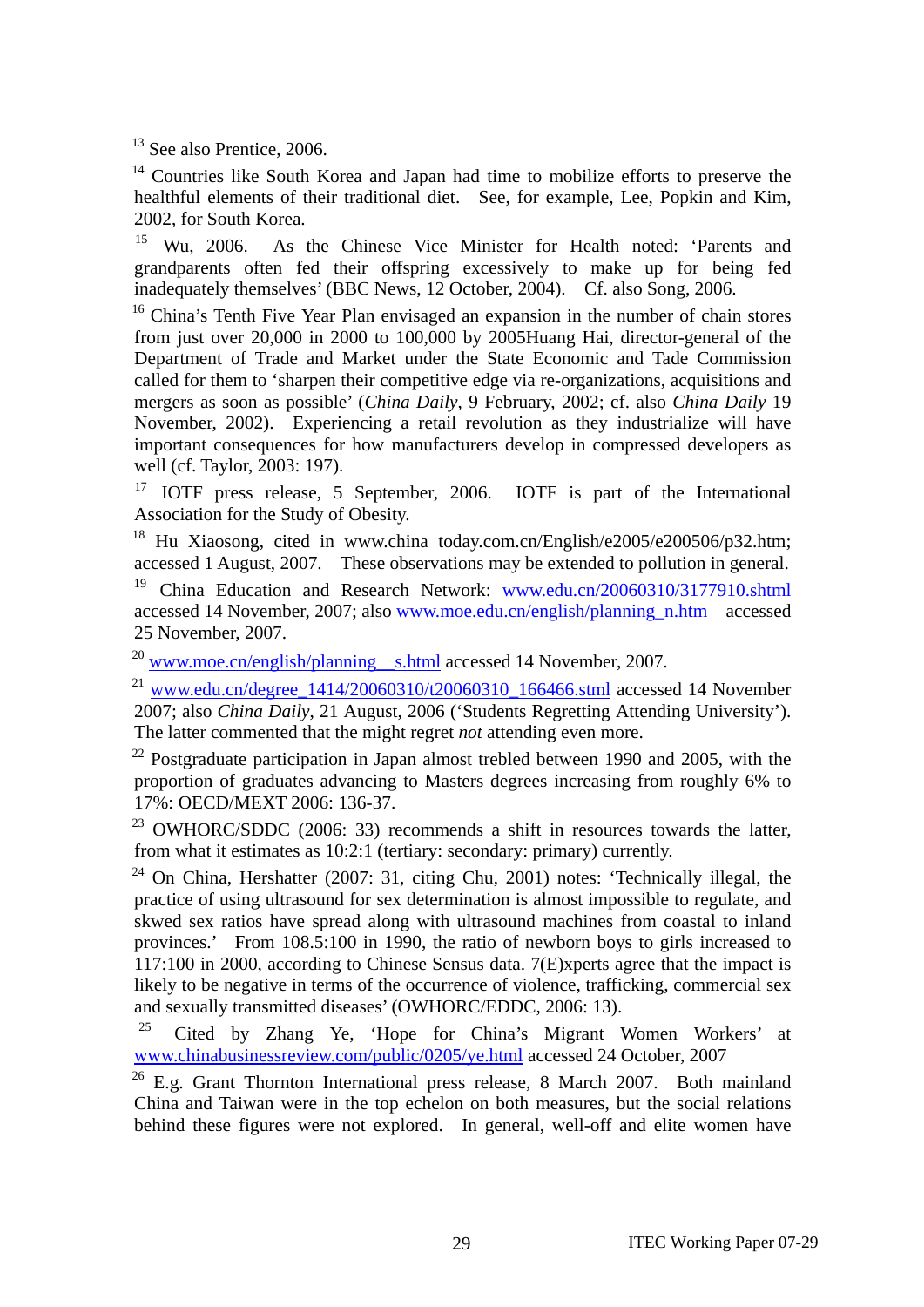[13] See also Prentice, 2006.

[14] Countries like South Korea and Japan had time to mobilize efforts to preserve the healthful elements of their traditional diet. See, for example, Lee, Popkin and Kim, 2002, for South Korea.

[15] Wu, 2006. As the Chinese Vice Minister for Health noted: 'Parents and grandparents often fed their offspring excessively to make up for being fed inadequately themselves' (BBC News, 12 October, 2004). Cf. also Song, 2006.

[16] China's Tenth Five Year Plan envisaged an expansion in the number of chain stores from just over 20,000 in 2000 to 100,000 by 2005Huang Hai, director-general of the Department of Trade and Market under the State Economic and Tade Commission called for them to 'sharpen their competitive edge via re-organizations, acquisitions and mergers as soon as possible' (*China Daily*, 9 February, 2002; cf. also *China Daily* 19 November, 2002). Experiencing a retail revolution as they industrialize will have important consequences for how manufacturers develop in compressed developers as well (cf. Taylor, 2003: 197).

[17] IOTF press release, 5 September, 2006. IOTF is part of the International Association for the Study of Obesity.

[18] Hu Xiaosong, cited in www.china today.com.cn/English/e2005/e200506/p32.htm; accessed 1 August, 2007. These observations may be extended to pollution in general.

[19] China Education and Research Network: www.edu.cn/20060310/3177910.shtml accessed 14 November, 2007; also www.moe.edu.cn/english/planning_n.htm accessed 25 November, 2007.

[20] www.moe.cn/english/planning__s.html accessed 14 November, 2007.

[21] www.edu.cn/degree_1414/20060310/t20060310_166466.shtml accessed 14 November 2007; also *China Daily*, 21 August, 2006 ('Students Regretting Attending University'). The latter commented that the might regret *not* attending even more.

[22] Postgraduate participation in Japan almost trebled between 1990 and 2005, with the proportion of graduates advancing to Masters degrees increasing from roughly 6% to 17%: OECD/MEXT 2006: 136-37.

[23] OWHORC/SDDC (2006: 33) recommends a shift in resources towards the latter, from what it estimates as 10:2:1 (tertiary: secondary: primary) currently.

[24] On China, Hershatter (2007: 31, citing Chu, 2001) notes: 'Technically illegal, the practice of using ultrasound for sex determination is almost impossible to regulate, and skwed sex ratios have spread along with ultrasound machines from coastal to inland provinces.' From 108.5:100 in 1990, the ratio of newborn boys to girls increased to 117:100 in 2000, according to Chinese Sensus data. 7(E)xperts agree that the impact is likely to be negative in terms of the occurrence of violence, trafficking, commercial sex and sexually transmitted diseases' (OWHORC/EDDC, 2006: 13).

[25] Cited by Zhang Ye, 'Hope for China's Migrant Women Workers' at www.chinabusinessreview.com/public/0205/ye.html accessed 24 October, 2007

[26] E.g. Grant Thornton International press release, 8 March 2007. Both mainland China and Taiwan were in the top echelon on both measures, but the social relations behind these figures were not explored. In general, well-off and elite women have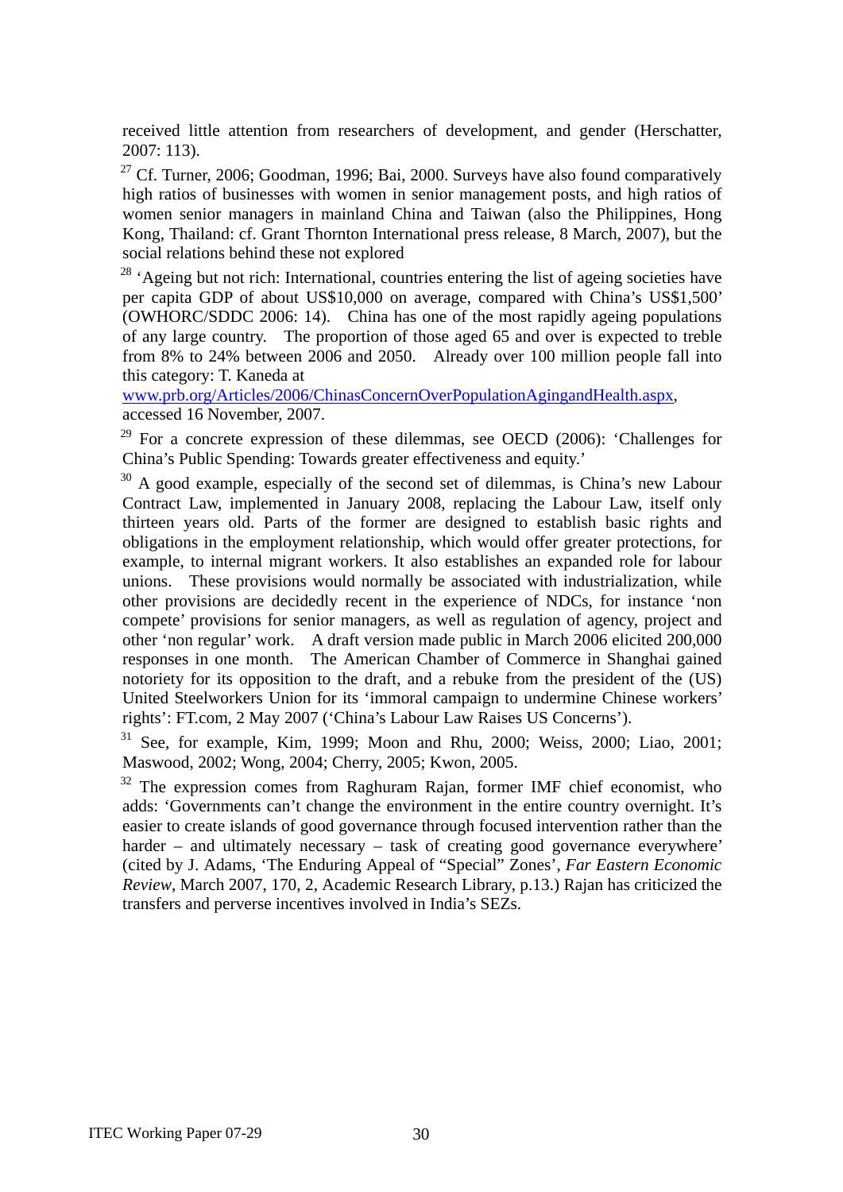received little attention from researchers of development, and gender (Herschatter, 2007: 113).

[27] Cf. Turner, 2006; Goodman, 1996; Bai, 2000. Surveys have also found comparatively high ratios of businesses with women in senior management posts, and high ratios of women senior managers in mainland China and Taiwan (also the Philippines, Hong Kong, Thailand: cf. Grant Thornton International press release, 8 March, 2007), but the social relations behind these not explored

[28] 'Ageing but not rich: International, countries entering the list of ageing societies have per capita GDP of about US$10,000 on average, compared with China's US$1,500' (OWHORC/SDDC 2006: 14). China has one of the most rapidly ageing populations of any large country. The proportion of those aged 65 and over is expected to treble from 8% to 24% between 2006 and 2050. Already over 100 million people fall into this category: T. Kaneda at www.prb.org/Articles/2006/ChinasConcernOverPopulationAgingandHealth.aspx, accessed 16 November, 2007.

[29] For a concrete expression of these dilemmas, see OECD (2006): 'Challenges for China's Public Spending: Towards greater effectiveness and equity.'

[30] A good example, especially of the second set of dilemmas, is China's new Labour Contract Law, implemented in January 2008, replacing the Labour Law, itself only thirteen years old. Parts of the former are designed to establish basic rights and obligations in the employment relationship, which would offer greater protections, for example, to internal migrant workers. It also establishes an expanded role for labour unions. These provisions would normally be associated with industrialization, while other provisions are decidedly recent in the experience of NDCs, for instance 'non compete' provisions for senior managers, as well as regulation of agency, project and other 'non regular' work. A draft version made public in March 2006 elicited 200,000 responses in one month. The American Chamber of Commerce in Shanghai gained notoriety for its opposition to the draft, and a rebuke from the president of the (US) United Steelworkers Union for its 'immoral campaign to undermine Chinese workers' rights': FT.com, 2 May 2007 ('China's Labour Law Raises US Concerns').

[31] See, for example, Kim, 1999; Moon and Rhu, 2000; Weiss, 2000; Liao, 2001; Maswood, 2002; Wong, 2004; Cherry, 2005; Kwon, 2005.

[32] The expression comes from Raghuram Rajan, former IMF chief economist, who adds: 'Governments can't change the environment in the entire country overnight. It's easier to create islands of good governance through focused intervention rather than the harder – and ultimately necessary – task of creating good governance everywhere' (cited by J. Adams, 'The Enduring Appeal of "Special" Zones', *Far Eastern Economic Review*, March 2007, 170, 2, Academic Research Library, p.13.) Rajan has criticized the transfers and perverse incentives involved in India's SEZs.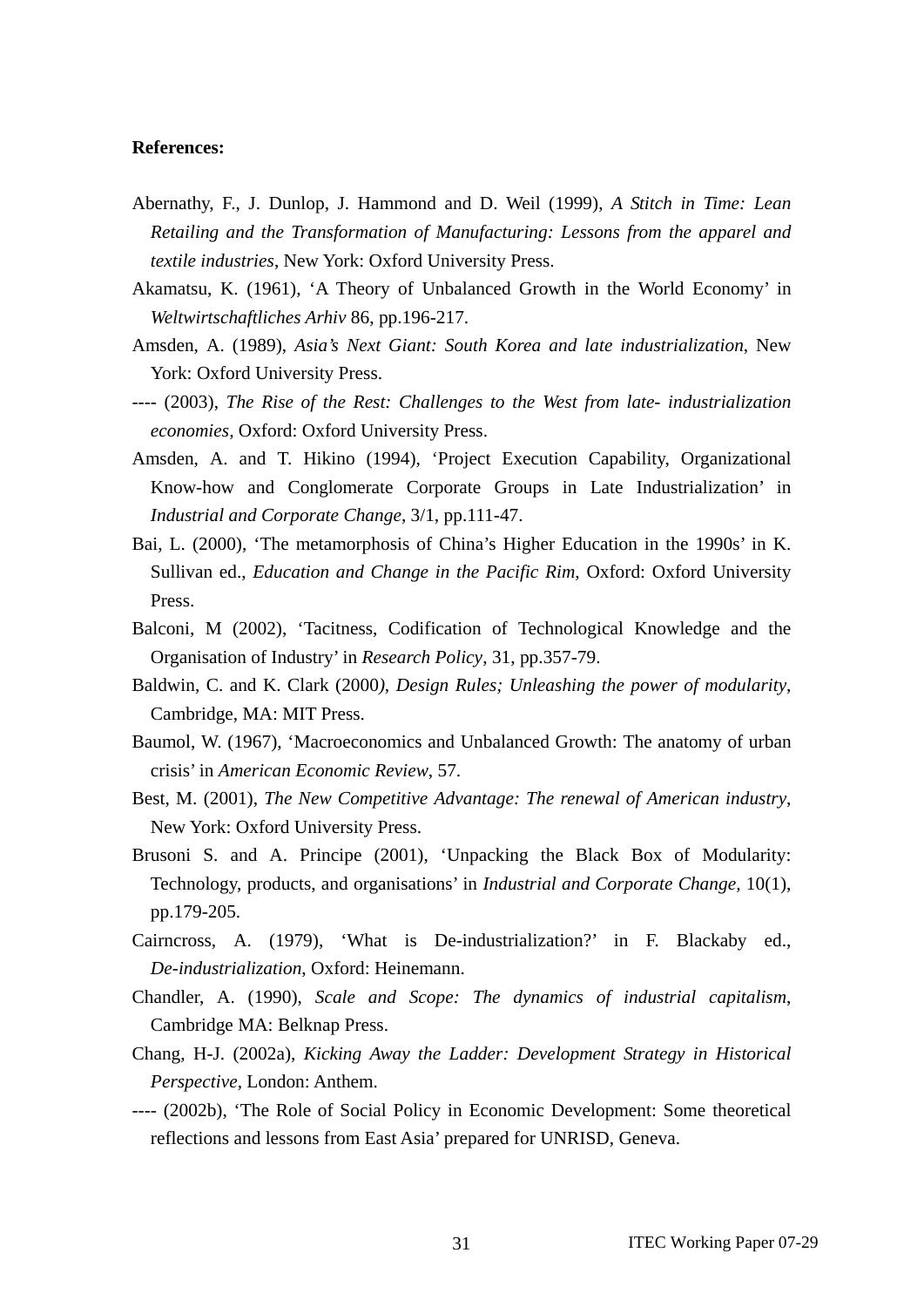**References:**

Abernathy, F., J. Dunlop, J. Hammond and D. Weil (1999), *A Stitch in Time: Lean Retailing and the Transformation of Manufacturing: Lessons from the apparel and textile industries*, New York: Oxford University Press.

Akamatsu, K. (1961), 'A Theory of Unbalanced Growth in the World Economy' in *Weltwirtschaftliches Arhiv* 86, pp.196-217.

Amsden, A. (1989), *Asia's Next Giant: South Korea and late industrialization*, New York: Oxford University Press.

---- (2003), *The Rise of the Rest: Challenges to the West from late- industrialization economies*, Oxford: Oxford University Press.

Amsden, A. and T. Hikino (1994), 'Project Execution Capability, Organizational Know-how and Conglomerate Corporate Groups in Late Industrialization' in *Industrial and Corporate Change*, 3/1, pp.111-47.

Bai, L. (2000), 'The metamorphosis of China's Higher Education in the 1990s' in K. Sullivan ed., *Education and Change in the Pacific Rim*, Oxford: Oxford University Press.

Balconi, M (2002), 'Tacitness, Codification of Technological Knowledge and the Organisation of Industry' in *Research Policy*, 31, pp.357-79.

Baldwin, C. and K. Clark (2000), *Design Rules; Unleashing the power of modularity*, Cambridge, MA: MIT Press.

Baumol, W. (1967), 'Macroeconomics and Unbalanced Growth: The anatomy of urban crisis' in *American Economic Review*, 57.

Best, M. (2001), *The New Competitive Advantage: The renewal of American industry*, New York: Oxford University Press.

Brusoni S. and A. Principe (2001), 'Unpacking the Black Box of Modularity: Technology, products, and organisations' in *Industrial and Corporate Change*, 10(1), pp.179-205.

Cairncross, A. (1979), 'What is De-industrialization?' in F. Blackaby ed., *De-industrialization*, Oxford: Heinemann.

Chandler, A. (1990), *Scale and Scope: The dynamics of industrial capitalism*, Cambridge MA: Belknap Press.

Chang, H-J. (2002a), *Kicking Away the Ladder: Development Strategy in Historical Perspective*, London: Anthem.

---- (2002b), 'The Role of Social Policy in Economic Development: Some theoretical reflections and lessons from East Asia' prepared for UNRISD, Geneva.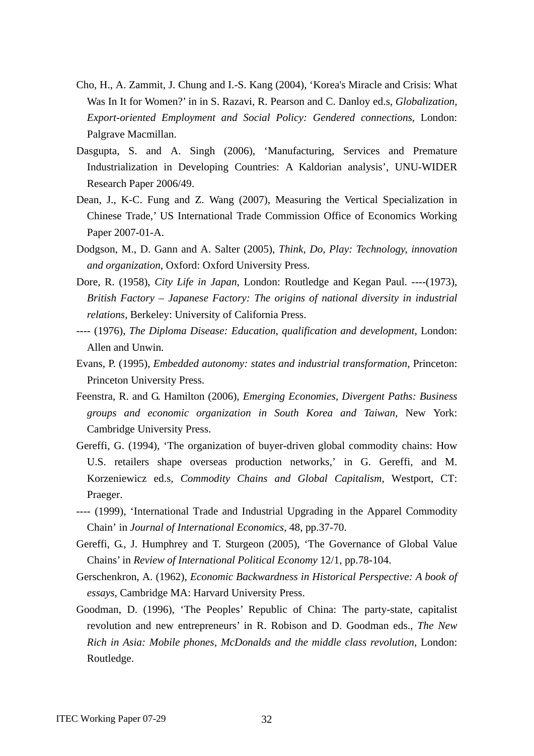Cho, H., A. Zammit, J. Chung and I.-S. Kang (2004), 'Korea's Miracle and Crisis: What Was In It for Women?' in in S. Razavi, R. Pearson and C. Danloy ed.s, *Globalization, Export-oriented Employment and Social Policy: Gendered connections*, London: Palgrave Macmillan.

Dasgupta, S. and A. Singh (2006), 'Manufacturing, Services and Premature Industrialization in Developing Countries: A Kaldorian analysis', UNU-WIDER Research Paper 2006/49.

Dean, J., K-C. Fung and Z. Wang (2007), Measuring the Vertical Specialization in Chinese Trade,' US International Trade Commission Office of Economics Working Paper 2007-01-A.

Dodgson, M., D. Gann and A. Salter (2005), *Think, Do, Play: Technology, innovation and organization*, Oxford: Oxford University Press.

Dore, R. (1958), *City Life in Japan*, London: Routledge and Kegan Paul. ----(1973), *British Factory – Japanese Factory: The origins of national diversity in industrial relations*, Berkeley: University of California Press.

---- (1976), *The Diploma Disease: Education, qualification and development*, London: Allen and Unwin.

Evans, P. (1995), *Embedded autonomy: states and industrial transformation*, Princeton: Princeton University Press.

Feenstra, R. and G. Hamilton (2006), *Emerging Economies, Divergent Paths: Business groups and economic organization in South Korea and Taiwan*, New York: Cambridge University Press.

Gereffi, G. (1994), 'The organization of buyer-driven global commodity chains: How U.S. retailers shape overseas production networks,' in G. Gereffi, and M. Korzeniewicz ed.s, *Commodity Chains and Global Capitalism*, Westport, CT: Praeger.

---- (1999), 'International Trade and Industrial Upgrading in the Apparel Commodity Chain' in *Journal of International Economics*, 48, pp.37-70.

Gereffi, G., J. Humphrey and T. Sturgeon (2005), 'The Governance of Global Value Chains' in *Review of International Political Economy* 12/1, pp.78-104.

Gerschenkron, A. (1962), *Economic Backwardness in Historical Perspective: A book of essays*, Cambridge MA: Harvard University Press.

Goodman, D. (1996), 'The Peoples' Republic of China: The party-state, capitalist revolution and new entrepreneurs' in R. Robison and D. Goodman eds., *The New Rich in Asia: Mobile phones, McDonalds and the middle class revolution*, London: Routledge.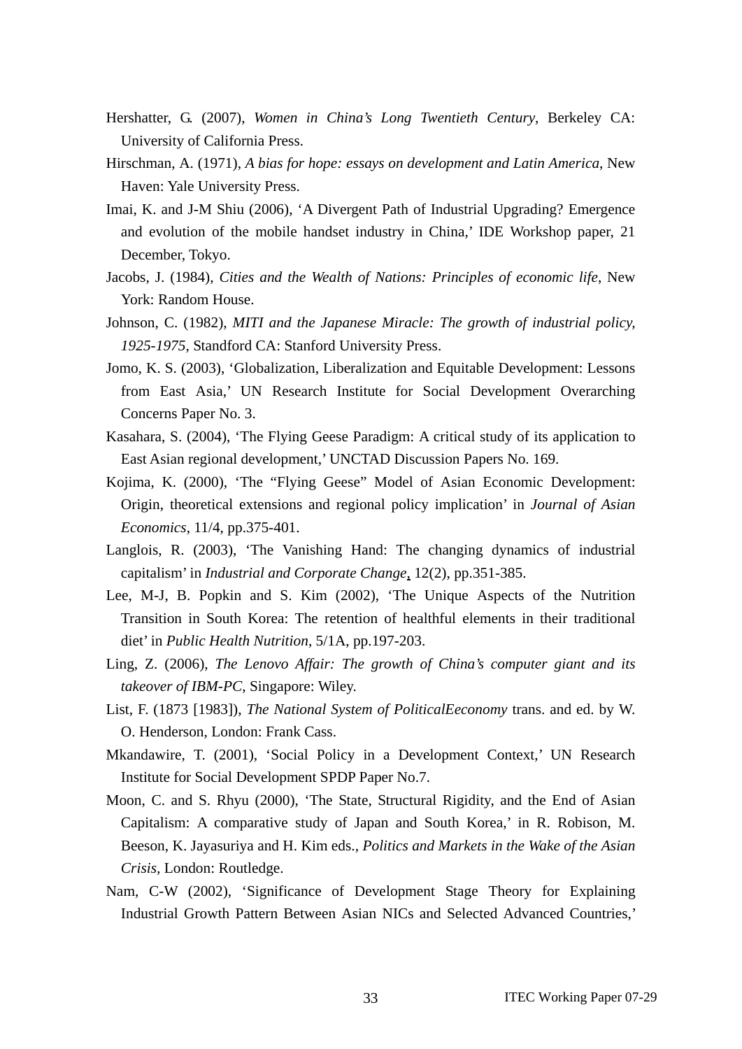Hershatter, G. (2007), *Women in China's Long Twentieth Century*, Berkeley CA: University of California Press.

Hirschman, A. (1971), *A bias for hope: essays on development and Latin America*, New Haven: Yale University Press.

Imai, K. and J-M Shiu (2006), 'A Divergent Path of Industrial Upgrading? Emergence and evolution of the mobile handset industry in China,' IDE Workshop paper, 21 December, Tokyo.

Jacobs, J. (1984), *Cities and the Wealth of Nations: Principles of economic life*, New York: Random House.

Johnson, C. (1982), *MITI and the Japanese Miracle: The growth of industrial policy, 1925-1975*, Standford CA: Stanford University Press.

Jomo, K. S. (2003), 'Globalization, Liberalization and Equitable Development: Lessons from East Asia,' UN Research Institute for Social Development Overarching Concerns Paper No. 3.

Kasahara, S. (2004), 'The Flying Geese Paradigm: A critical study of its application to East Asian regional development,' UNCTAD Discussion Papers No. 169.

Kojima, K. (2000), 'The "Flying Geese" Model of Asian Economic Development: Origin, theoretical extensions and regional policy implication' in *Journal of Asian Economics*, 11/4, pp.375-401.

Langlois, R. (2003), 'The Vanishing Hand: The changing dynamics of industrial capitalism' in *Industrial and Corporate Change*, 12(2), pp.351-385.

Lee, M-J, B. Popkin and S. Kim (2002), 'The Unique Aspects of the Nutrition Transition in South Korea: The retention of healthful elements in their traditional diet' in *Public Health Nutrition*, 5/1A, pp.197-203.

Ling, Z. (2006), *The Lenovo Affair: The growth of China's computer giant and its takeover of IBM-PC*, Singapore: Wiley.

List, F. (1873 [1983]), *The National System of PoliticalEeconomy* trans. and ed. by W. O. Henderson, London: Frank Cass.

Mkandawire, T. (2001), 'Social Policy in a Development Context,' UN Research Institute for Social Development SPDP Paper No.7.

Moon, C. and S. Rhyu (2000), 'The State, Structural Rigidity, and the End of Asian Capitalism: A comparative study of Japan and South Korea,' in R. Robison, M. Beeson, K. Jayasuriya and H. Kim eds., *Politics and Markets in the Wake of the Asian Crisis*, London: Routledge.

Nam, C-W (2002), 'Significance of Development Stage Theory for Explaining Industrial Growth Pattern Between Asian NICs and Selected Advanced Countries,'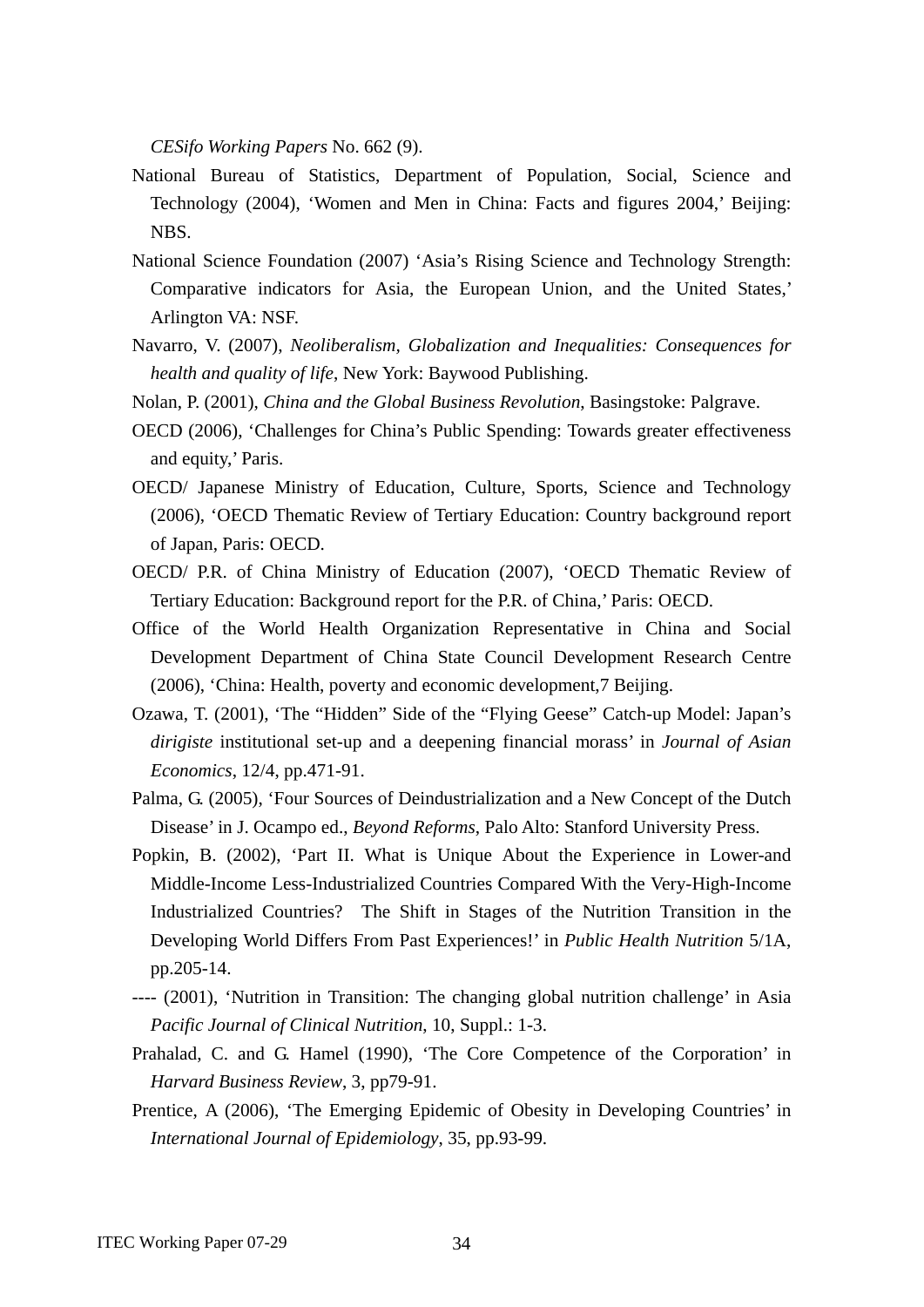*CESifo Working Papers* No. 662 (9).

National Bureau of Statistics, Department of Population, Social, Science and Technology (2004), 'Women and Men in China: Facts and figures 2004,' Beijing: NBS.

National Science Foundation (2007) 'Asia's Rising Science and Technology Strength: Comparative indicators for Asia, the European Union, and the United States,' Arlington VA: NSF.

Navarro, V. (2007), *Neoliberalism, Globalization and Inequalities: Consequences for health and quality of life*, New York: Baywood Publishing.

Nolan, P. (2001), *China and the Global Business Revolution*, Basingstoke: Palgrave.

OECD (2006), 'Challenges for China's Public Spending: Towards greater effectiveness and equity,' Paris.

OECD/ Japanese Ministry of Education, Culture, Sports, Science and Technology (2006), 'OECD Thematic Review of Tertiary Education: Country background report of Japan, Paris: OECD.

OECD/ P.R. of China Ministry of Education (2007), 'OECD Thematic Review of Tertiary Education: Background report for the P.R. of China,' Paris: OECD.

Office of the World Health Organization Representative in China and Social Development Department of China State Council Development Research Centre (2006), 'China: Health, poverty and economic development,7 Beijing.

Ozawa, T. (2001), 'The "Hidden" Side of the "Flying Geese" Catch-up Model: Japan's *dirigiste* institutional set-up and a deepening financial morass' in *Journal of Asian Economics*, 12/4, pp.471-91.

Palma, G. (2005), 'Four Sources of Deindustrialization and a New Concept of the Dutch Disease' in J. Ocampo ed., *Beyond Reforms*, Palo Alto: Stanford University Press.

Popkin, B. (2002), 'Part II. What is Unique About the Experience in Lower-and Middle-Income Less-Industrialized Countries Compared With the Very-High-Income Industrialized Countries? The Shift in Stages of the Nutrition Transition in the Developing World Differs From Past Experiences!' in *Public Health Nutrition* 5/1A, pp.205-14.

---- (2001), 'Nutrition in Transition: The changing global nutrition challenge' in Asia *Pacific Journal of Clinical Nutrition*, 10, Suppl.: 1-3.

Prahalad, C. and G. Hamel (1990), 'The Core Competence of the Corporation' in *Harvard Business Review*, 3, pp79-91.

Prentice, A (2006), 'The Emerging Epidemic of Obesity in Developing Countries' in *International Journal of Epidemiology*, 35, pp.93-99.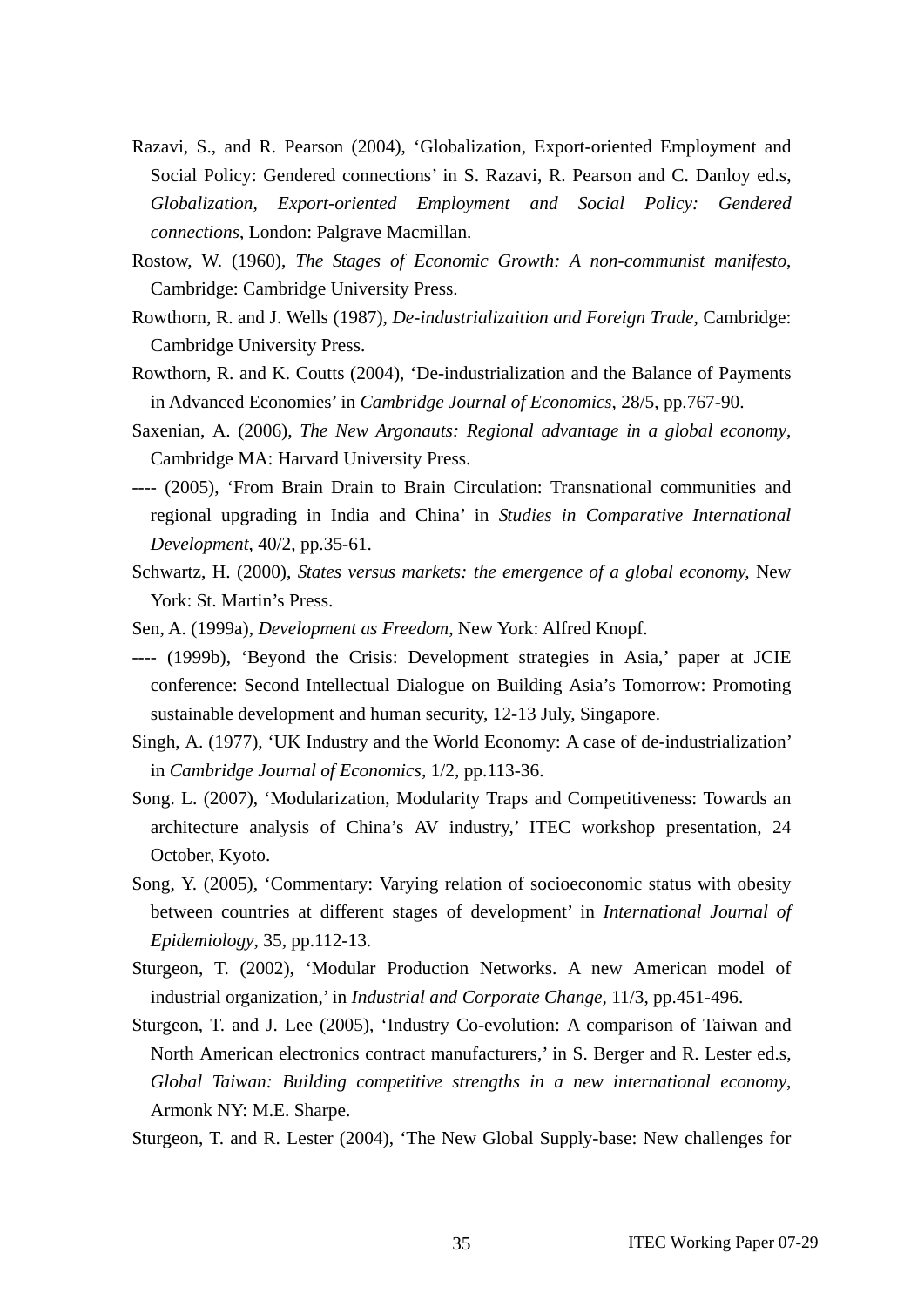Razavi, S., and R. Pearson (2004), 'Globalization, Export-oriented Employment and Social Policy: Gendered connections' in S. Razavi, R. Pearson and C. Danloy ed.s, *Globalization, Export-oriented Employment and Social Policy: Gendered connections*, London: Palgrave Macmillan.

Rostow, W. (1960), *The Stages of Economic Growth: A non-communist manifesto*, Cambridge: Cambridge University Press.

Rowthorn, R. and J. Wells (1987), *De-industrializaition and Foreign Trade*, Cambridge: Cambridge University Press.

Rowthorn, R. and K. Coutts (2004), 'De-industrialization and the Balance of Payments in Advanced Economies' in *Cambridge Journal of Economics*, 28/5, pp.767-90.

Saxenian, A. (2006), *The New Argonauts: Regional advantage in a global economy*, Cambridge MA: Harvard University Press.

---- (2005), 'From Brain Drain to Brain Circulation: Transnational communities and regional upgrading in India and China' in *Studies in Comparative International Development*, 40/2, pp.35-61.

Schwartz, H. (2000), *States versus markets: the emergence of a global economy,* New York: St. Martin's Press.

Sen, A. (1999a), *Development as Freedom*, New York: Alfred Knopf.

---- (1999b), 'Beyond the Crisis: Development strategies in Asia,' paper at JCIE conference: Second Intellectual Dialogue on Building Asia's Tomorrow: Promoting sustainable development and human security, 12-13 July, Singapore.

Singh, A. (1977), 'UK Industry and the World Economy: A case of de-industrialization' in *Cambridge Journal of Economics*, 1/2, pp.113-36.

Song. L. (2007), 'Modularization, Modularity Traps and Competitiveness: Towards an architecture analysis of China's AV industry,' ITEC workshop presentation, 24 October, Kyoto.

Song, Y. (2005), 'Commentary: Varying relation of socioeconomic status with obesity between countries at different stages of development' in *International Journal of Epidemiology*, 35, pp.112-13.

Sturgeon, T. (2002), 'Modular Production Networks. A new American model of industrial organization,' in *Industrial and Corporate Change,* 11/3, pp.451-496.

Sturgeon, T. and J. Lee (2005), 'Industry Co-evolution: A comparison of Taiwan and North American electronics contract manufacturers,' in S. Berger and R. Lester ed.s, *Global Taiwan: Building competitive strengths in a new international economy*, Armonk NY: M.E. Sharpe.

Sturgeon, T. and R. Lester (2004), 'The New Global Supply-base: New challenges for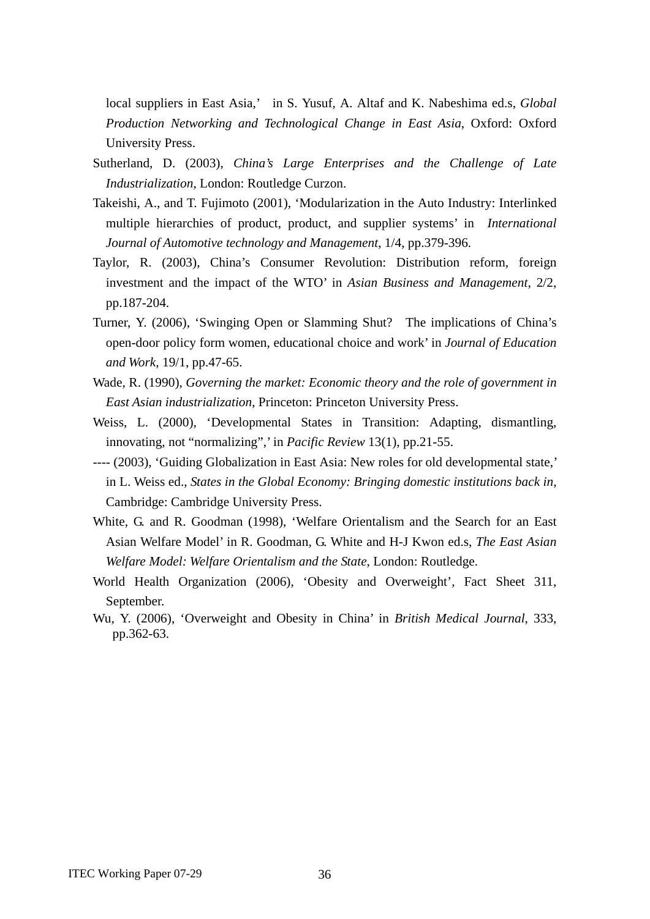local suppliers in East Asia,'  in S. Yusuf, A. Altaf and K. Nabeshima ed.s, *Global Production Networking and Technological Change in East Asia*, Oxford: Oxford University Press.

Sutherland, D. (2003), *China's Large Enterprises and the Challenge of Late Industrialization*, London: Routledge Curzon.

Takeishi, A., and T. Fujimoto (2001), 'Modularization in the Auto Industry: Interlinked multiple hierarchies of product, product, and supplier systems' in *International Journal of Automotive technology and Management*, 1/4, pp.379-396.

Taylor, R. (2003), China's Consumer Revolution: Distribution reform, foreign investment and the impact of the WTO' in *Asian Business and Management*, 2/2, pp.187-204.

Turner, Y. (2006), 'Swinging Open or Slamming Shut?  The implications of China's open-door policy form women, educational choice and work' in *Journal of Education and Work*, 19/1, pp.47-65.

Wade, R. (1990), *Governing the market: Economic theory and the role of government in East Asian industrialization*, Princeton: Princeton University Press.

Weiss, L. (2000), 'Developmental States in Transition: Adapting, dismantling, innovating, not "normalizing",' in *Pacific Review* 13(1), pp.21-55.

---- (2003), 'Guiding Globalization in East Asia: New roles for old developmental state,' in L. Weiss ed., *States in the Global Economy: Bringing domestic institutions back in*, Cambridge: Cambridge University Press.

White, G. and R. Goodman (1998), 'Welfare Orientalism and the Search for an East Asian Welfare Model' in R. Goodman, G. White and H-J Kwon ed.s, *The East Asian Welfare Model: Welfare Orientalism and the State*, London: Routledge.

World Health Organization (2006), 'Obesity and Overweight', Fact Sheet 311, September.

Wu, Y. (2006), 'Overweight and Obesity in China' in *British Medical Journal*, 333, pp.362-63.